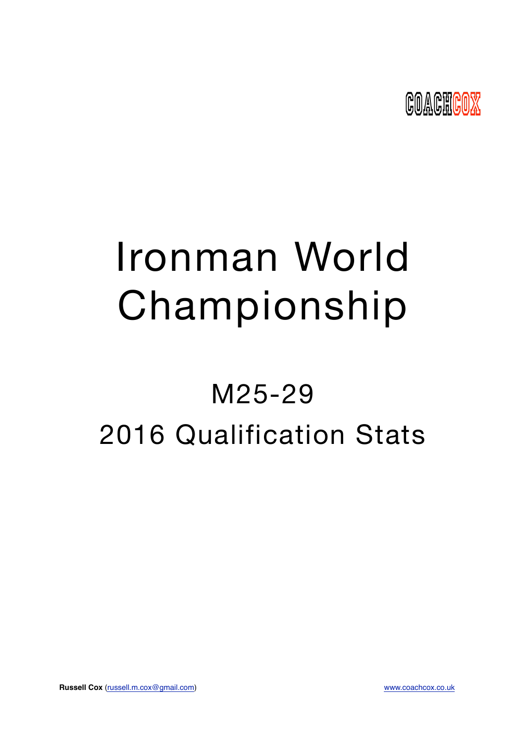COACHCOX

# Ironman World Championship

## M25-29

## 2016 Qualification Stats

**Russell Cox** (russell.m.cox@gmail.com) www.coachcox.co.uk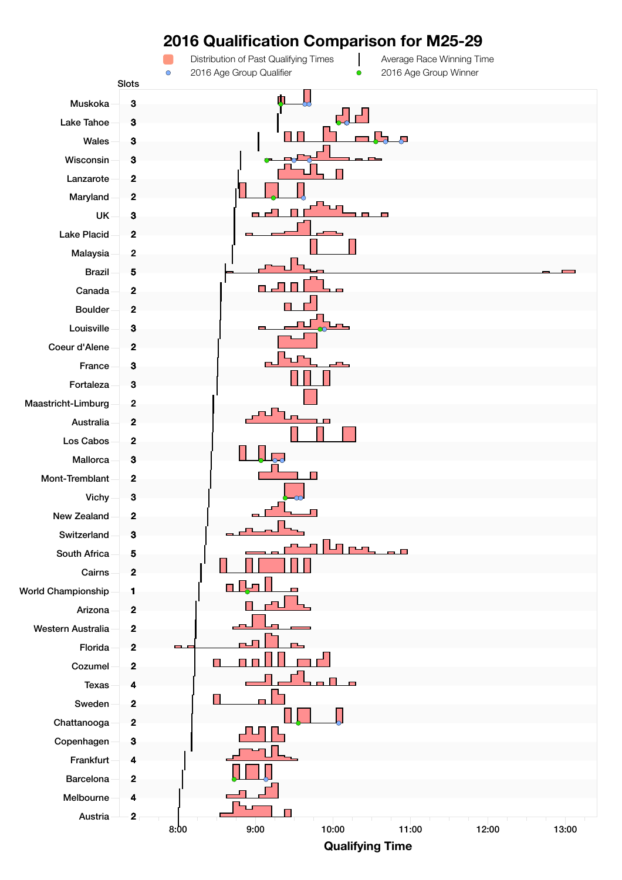# 2016 Qualification Comparison for M25-29

Distribution of Past Qualifying Times | Average Race Winning Time | 2016 Age Group Qualifier | 2016 Age Group Winner

| Race | Slots |
|---|---|
| Muskoka | 3 |
| Lake Tahoe | 3 |
| Wales | 3 |
| Wisconsin | 3 |
| Lanzarote | 2 |
| Maryland | 2 |
| UK | 3 |
| Lake Placid | 2 |
| Malaysia | 2 |
| Brazil | 5 |
| Canada | 2 |
| Boulder | 2 |
| Louisville | 3 |
| Coeur d'Alene | 2 |
| France | 3 |
| Fortaleza | 3 |
| Maastricht-Limburg | 2 |
| Australia | 2 |
| Los Cabos | 2 |
| Mallorca | 3 |
| Mont-Tremblant | 2 |
| Vichy | 3 |
| New Zealand | 2 |
| Switzerland | 3 |
| South Africa | 5 |
| Cairns | 2 |
| World Championship | 1 |
| Arizona | 2 |
| Western Australia | 2 |
| Florida | 2 |
| Cozumel | 2 |
| Texas | 4 |
| Sweden | 2 |
| Chattanooga | 2 |
| Copenhagen | 3 |
| Frankfurt | 4 |
| Barcelona | 2 |
| Melbourne | 4 |
| Austria | 2 |

Qualifying Time: 8:00, 9:00, 10:00, 11:00, 12:00, 13:00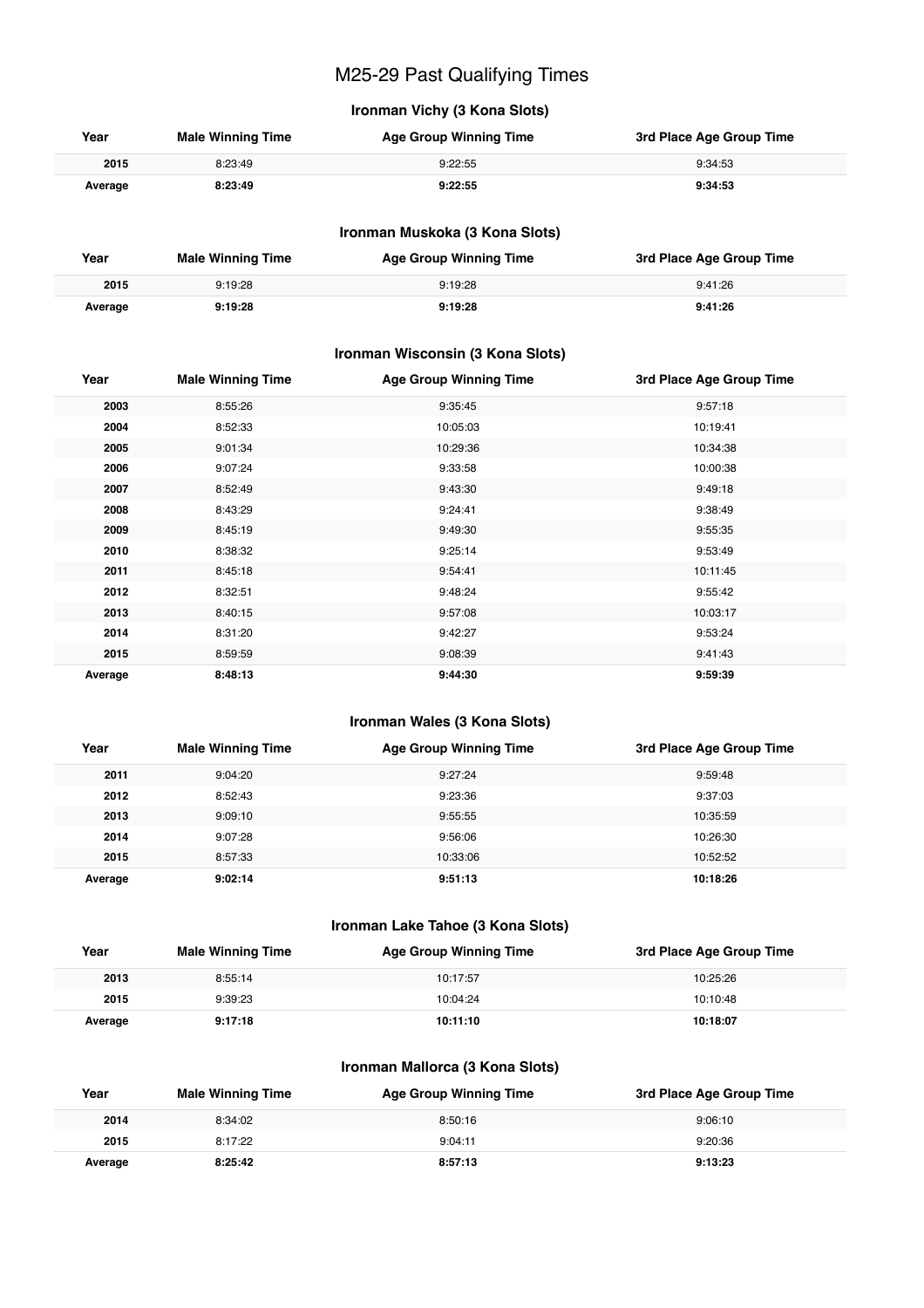# M25-29 Past Qualifying Times

## Ironman Vichy (3 Kona Slots)

| Year | Male Winning Time | Age Group Winning Time | 3rd Place Age Group Time |
|---|---|---|---|
| 2015 | 8:23:49 | 9:22:55 | 9:34:53 |
| **Average** | **8:23:49** | **9:22:55** | **9:34:53** |

## Ironman Muskoka (3 Kona Slots)

| Year | Male Winning Time | Age Group Winning Time | 3rd Place Age Group Time |
|---|---|---|---|
| 2015 | 9:19:28 | 9:19:28 | 9:41:26 |
| **Average** | **9:19:28** | **9:19:28** | **9:41:26** |

## Ironman Wisconsin (3 Kona Slots)

| Year | Male Winning Time | Age Group Winning Time | 3rd Place Age Group Time |
|---|---|---|---|
| 2003 | 8:55:26 | 9:35:45 | 9:57:18 |
| 2004 | 8:52:33 | 10:05:03 | 10:19:41 |
| 2005 | 9:01:34 | 10:29:36 | 10:34:38 |
| 2006 | 9:07:24 | 9:33:58 | 10:00:38 |
| 2007 | 8:52:49 | 9:43:30 | 9:49:18 |
| 2008 | 8:43:29 | 9:24:41 | 9:38:49 |
| 2009 | 8:45:19 | 9:49:30 | 9:55:35 |
| 2010 | 8:38:32 | 9:25:14 | 9:53:49 |
| 2011 | 8:45:18 | 9:54:41 | 10:11:45 |
| 2012 | 8:32:51 | 9:48:24 | 9:55:42 |
| 2013 | 8:40:15 | 9:57:08 | 10:03:17 |
| 2014 | 8:31:20 | 9:42:27 | 9:53:24 |
| 2015 | 8:59:59 | 9:08:39 | 9:41:43 |
| **Average** | **8:48:13** | **9:44:30** | **9:59:39** |

## Ironman Wales (3 Kona Slots)

| Year | Male Winning Time | Age Group Winning Time | 3rd Place Age Group Time |
|---|---|---|---|
| 2011 | 9:04:20 | 9:27:24 | 9:59:48 |
| 2012 | 8:52:43 | 9:23:36 | 9:37:03 |
| 2013 | 9:09:10 | 9:55:55 | 10:35:59 |
| 2014 | 9:07:28 | 9:56:06 | 10:26:30 |
| 2015 | 8:57:33 | 10:33:06 | 10:52:52 |
| **Average** | **9:02:14** | **9:51:13** | **10:18:26** |

## Ironman Lake Tahoe (3 Kona Slots)

| Year | Male Winning Time | Age Group Winning Time | 3rd Place Age Group Time |
|---|---|---|---|
| 2013 | 8:55:14 | 10:17:57 | 10:25:26 |
| 2015 | 9:39:23 | 10:04:24 | 10:10:48 |
| **Average** | **9:17:18** | **10:11:10** | **10:18:07** |

## Ironman Mallorca (3 Kona Slots)

| Year | Male Winning Time | Age Group Winning Time | 3rd Place Age Group Time |
|---|---|---|---|
| 2014 | 8:34:02 | 8:50:16 | 9:06:10 |
| 2015 | 8:17:22 | 9:04:11 | 9:20:36 |
| **Average** | **8:25:42** | **8:57:13** | **9:13:23** |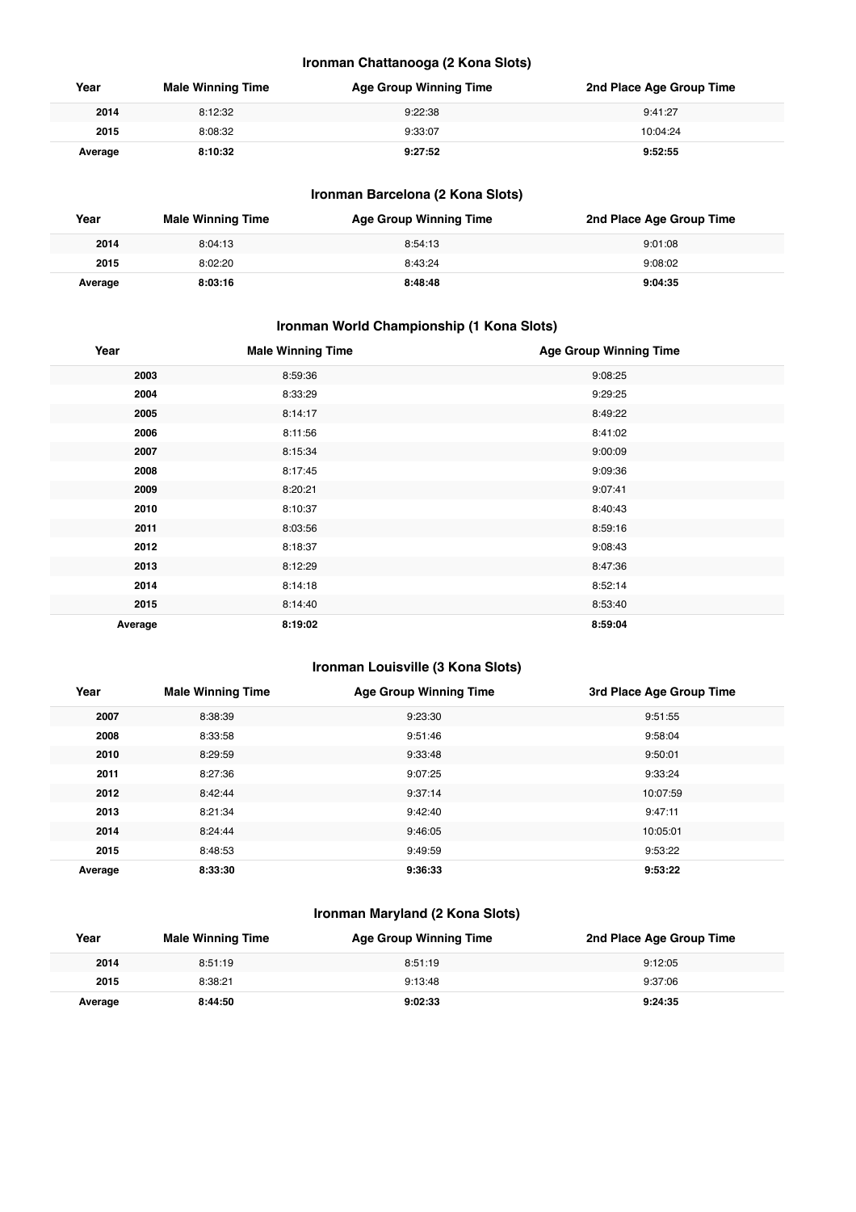### Ironman Chattanooga (2 Kona Slots)

| Year | Male Winning Time | Age Group Winning Time | 2nd Place Age Group Time |
|---|---|---|---|
| 2014 | 8:12:32 | 9:22:38 | 9:41:27 |
| 2015 | 8:08:32 | 9:33:07 | 10:04:24 |
| **Average** | **8:10:32** | **9:27:52** | **9:52:55** |

### Ironman Barcelona (2 Kona Slots)

| Year | Male Winning Time | Age Group Winning Time | 2nd Place Age Group Time |
|---|---|---|---|
| 2014 | 8:04:13 | 8:54:13 | 9:01:08 |
| 2015 | 8:02:20 | 8:43:24 | 9:08:02 |
| **Average** | **8:03:16** | **8:48:48** | **9:04:35** |

### Ironman World Championship (1 Kona Slots)

| Year | Male Winning Time | Age Group Winning Time |
|---|---|---|
| 2003 | 8:59:36 | 9:08:25 |
| 2004 | 8:33:29 | 9:29:25 |
| 2005 | 8:14:17 | 8:49:22 |
| 2006 | 8:11:56 | 8:41:02 |
| 2007 | 8:15:34 | 9:00:09 |
| 2008 | 8:17:45 | 9:09:36 |
| 2009 | 8:20:21 | 9:07:41 |
| 2010 | 8:10:37 | 8:40:43 |
| 2011 | 8:03:56 | 8:59:16 |
| 2012 | 8:18:37 | 9:08:43 |
| 2013 | 8:12:29 | 8:47:36 |
| 2014 | 8:14:18 | 8:52:14 |
| 2015 | 8:14:40 | 8:53:40 |
| **Average** | **8:19:02** | **8:59:04** |

### Ironman Louisville (3 Kona Slots)

| Year | Male Winning Time | Age Group Winning Time | 3rd Place Age Group Time |
|---|---|---|---|
| 2007 | 8:38:39 | 9:23:30 | 9:51:55 |
| 2008 | 8:33:58 | 9:51:46 | 9:58:04 |
| 2010 | 8:29:59 | 9:33:48 | 9:50:01 |
| 2011 | 8:27:36 | 9:07:25 | 9:33:24 |
| 2012 | 8:42:44 | 9:37:14 | 10:07:59 |
| 2013 | 8:21:34 | 9:42:40 | 9:47:11 |
| 2014 | 8:24:44 | 9:46:05 | 10:05:01 |
| 2015 | 8:48:53 | 9:49:59 | 9:53:22 |
| **Average** | **8:33:30** | **9:36:33** | **9:53:22** |

### Ironman Maryland (2 Kona Slots)

| Year | Male Winning Time | Age Group Winning Time | 2nd Place Age Group Time |
|---|---|---|---|
| 2014 | 8:51:19 | 8:51:19 | 9:12:05 |
| 2015 | 8:38:21 | 9:13:48 | 9:37:06 |
| **Average** | **8:44:50** | **9:02:33** | **9:24:35** |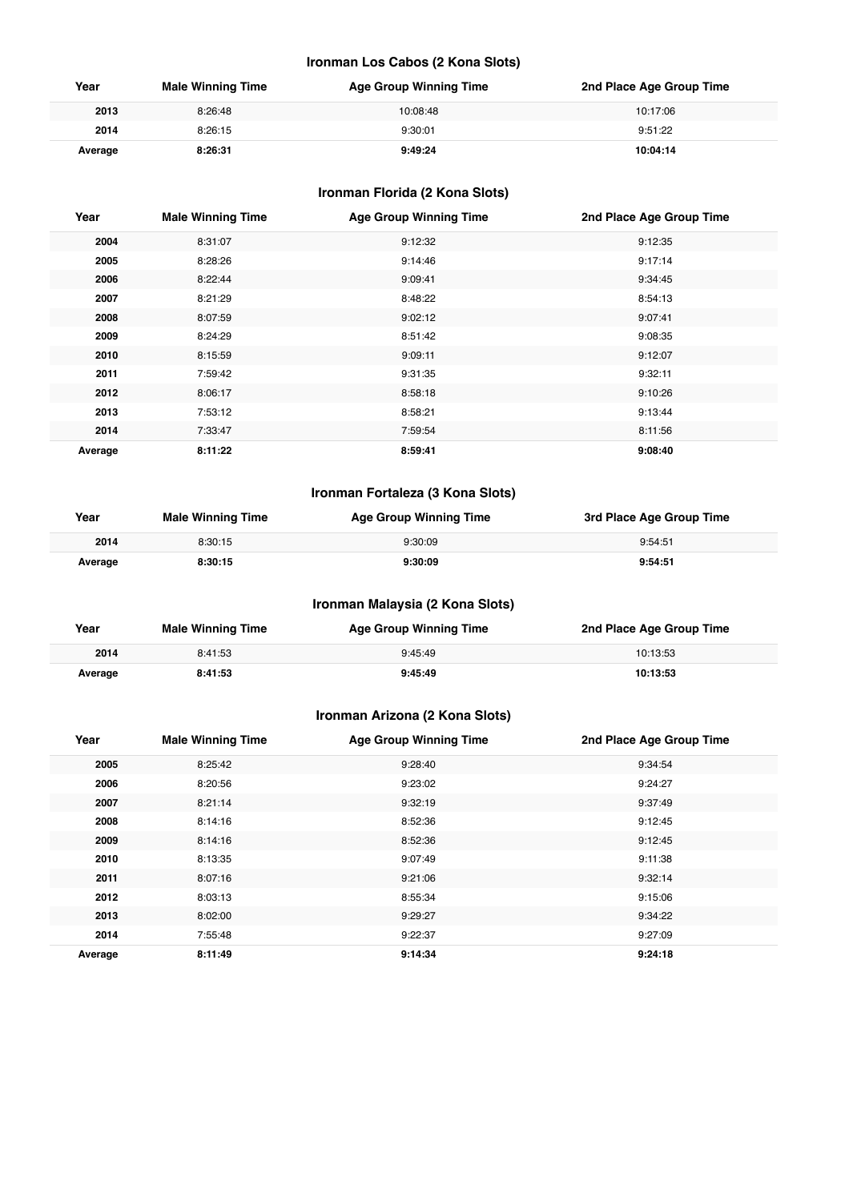### Ironman Los Cabos (2 Kona Slots)

| Year | Male Winning Time | Age Group Winning Time | 2nd Place Age Group Time |
|---|---|---|---|
| **2013** | 8:26:48 | 10:08:48 | 10:17:06 |
| **2014** | 8:26:15 | 9:30:01 | 9:51:22 |
| **Average** | **8:26:31** | **9:49:24** | **10:04:14** |

### Ironman Florida (2 Kona Slots)

| Year | Male Winning Time | Age Group Winning Time | 2nd Place Age Group Time |
|---|---|---|---|
| **2004** | 8:31:07 | 9:12:32 | 9:12:35 |
| **2005** | 8:28:26 | 9:14:46 | 9:17:14 |
| **2006** | 8:22:44 | 9:09:41 | 9:34:45 |
| **2007** | 8:21:29 | 8:48:22 | 8:54:13 |
| **2008** | 8:07:59 | 9:02:12 | 9:07:41 |
| **2009** | 8:24:29 | 8:51:42 | 9:08:35 |
| **2010** | 8:15:59 | 9:09:11 | 9:12:07 |
| **2011** | 7:59:42 | 9:31:35 | 9:32:11 |
| **2012** | 8:06:17 | 8:58:18 | 9:10:26 |
| **2013** | 7:53:12 | 8:58:21 | 9:13:44 |
| **2014** | 7:33:47 | 7:59:54 | 8:11:56 |
| **Average** | **8:11:22** | **8:59:41** | **9:08:40** |

### Ironman Fortaleza (3 Kona Slots)

| Year | Male Winning Time | Age Group Winning Time | 3rd Place Age Group Time |
|---|---|---|---|
| **2014** | 8:30:15 | 9:30:09 | 9:54:51 |
| **Average** | **8:30:15** | **9:30:09** | **9:54:51** |

### Ironman Malaysia (2 Kona Slots)

| Year | Male Winning Time | Age Group Winning Time | 2nd Place Age Group Time |
|---|---|---|---|
| **2014** | 8:41:53 | 9:45:49 | 10:13:53 |
| **Average** | **8:41:53** | **9:45:49** | **10:13:53** |

### Ironman Arizona (2 Kona Slots)

| Year | Male Winning Time | Age Group Winning Time | 2nd Place Age Group Time |
|---|---|---|---|
| **2005** | 8:25:42 | 9:28:40 | 9:34:54 |
| **2006** | 8:20:56 | 9:23:02 | 9:24:27 |
| **2007** | 8:21:14 | 9:32:19 | 9:37:49 |
| **2008** | 8:14:16 | 8:52:36 | 9:12:45 |
| **2009** | 8:14:16 | 8:52:36 | 9:12:45 |
| **2010** | 8:13:35 | 9:07:49 | 9:11:38 |
| **2011** | 8:07:16 | 9:21:06 | 9:32:14 |
| **2012** | 8:03:13 | 8:55:34 | 9:15:06 |
| **2013** | 8:02:00 | 9:29:27 | 9:34:22 |
| **2014** | 7:55:48 | 9:22:37 | 9:27:09 |
| **Average** | **8:11:49** | **9:14:34** | **9:24:18** |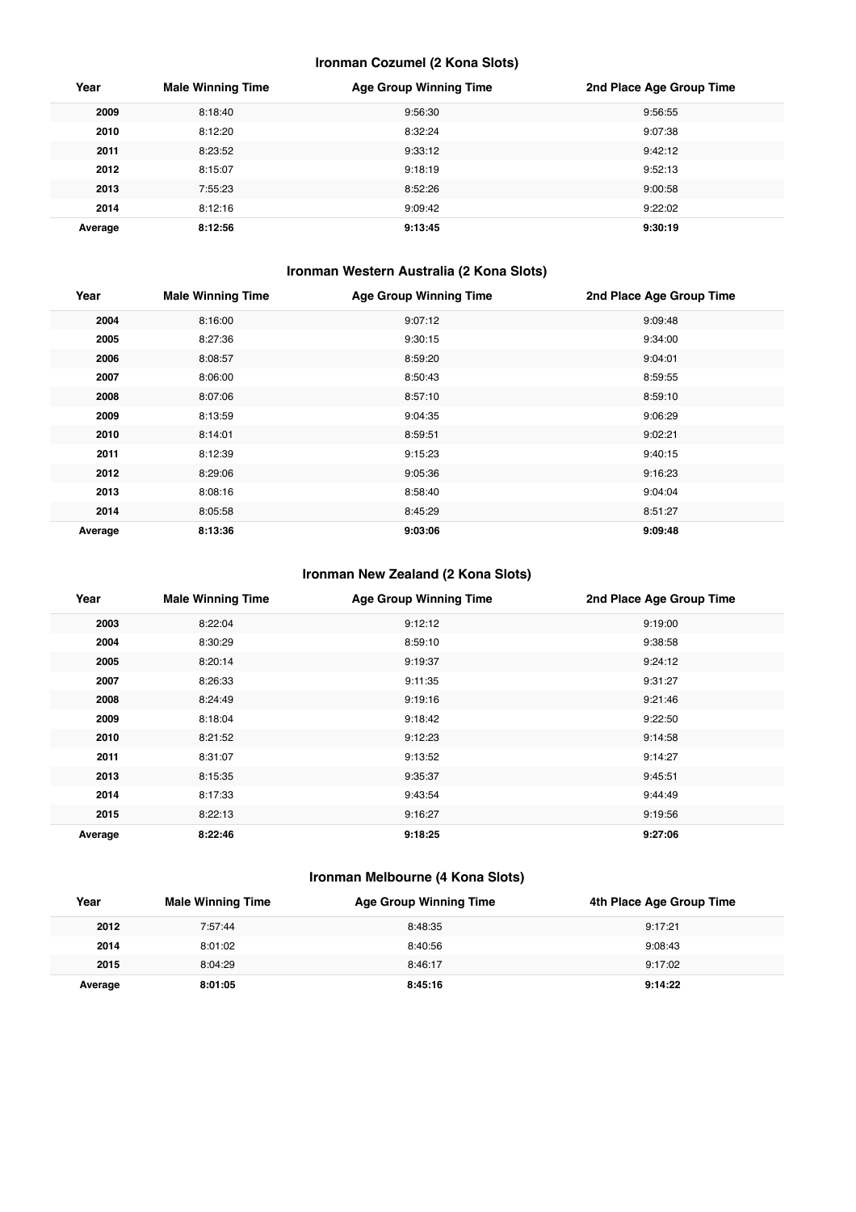### Ironman Cozumel (2 Kona Slots)

| Year | Male Winning Time | Age Group Winning Time | 2nd Place Age Group Time |
|---|---|---|---|
| **2009** | 8:18:40 | 9:56:30 | 9:56:55 |
| **2010** | 8:12:20 | 8:32:24 | 9:07:38 |
| **2011** | 8:23:52 | 9:33:12 | 9:42:12 |
| **2012** | 8:15:07 | 9:18:19 | 9:52:13 |
| **2013** | 7:55:23 | 8:52:26 | 9:00:58 |
| **2014** | 8:12:16 | 9:09:42 | 9:22:02 |
| **Average** | **8:12:56** | **9:13:45** | **9:30:19** |

### Ironman Western Australia (2 Kona Slots)

| Year | Male Winning Time | Age Group Winning Time | 2nd Place Age Group Time |
|---|---|---|---|
| **2004** | 8:16:00 | 9:07:12 | 9:09:48 |
| **2005** | 8:27:36 | 9:30:15 | 9:34:00 |
| **2006** | 8:08:57 | 8:59:20 | 9:04:01 |
| **2007** | 8:06:00 | 8:50:43 | 8:59:55 |
| **2008** | 8:07:06 | 8:57:10 | 8:59:10 |
| **2009** | 8:13:59 | 9:04:35 | 9:06:29 |
| **2010** | 8:14:01 | 8:59:51 | 9:02:21 |
| **2011** | 8:12:39 | 9:15:23 | 9:40:15 |
| **2012** | 8:29:06 | 9:05:36 | 9:16:23 |
| **2013** | 8:08:16 | 8:58:40 | 9:04:04 |
| **2014** | 8:05:58 | 8:45:29 | 8:51:27 |
| **Average** | **8:13:36** | **9:03:06** | **9:09:48** |

### Ironman New Zealand (2 Kona Slots)

| Year | Male Winning Time | Age Group Winning Time | 2nd Place Age Group Time |
|---|---|---|---|
| **2003** | 8:22:04 | 9:12:12 | 9:19:00 |
| **2004** | 8:30:29 | 8:59:10 | 9:38:58 |
| **2005** | 8:20:14 | 9:19:37 | 9:24:12 |
| **2007** | 8:26:33 | 9:11:35 | 9:31:27 |
| **2008** | 8:24:49 | 9:19:16 | 9:21:46 |
| **2009** | 8:18:04 | 9:18:42 | 9:22:50 |
| **2010** | 8:21:52 | 9:12:23 | 9:14:58 |
| **2011** | 8:31:07 | 9:13:52 | 9:14:27 |
| **2013** | 8:15:35 | 9:35:37 | 9:45:51 |
| **2014** | 8:17:33 | 9:43:54 | 9:44:49 |
| **2015** | 8:22:13 | 9:16:27 | 9:19:56 |
| **Average** | **8:22:46** | **9:18:25** | **9:27:06** |

### Ironman Melbourne (4 Kona Slots)

| Year | Male Winning Time | Age Group Winning Time | 4th Place Age Group Time |
|---|---|---|---|
| **2012** | 7:57:44 | 8:48:35 | 9:17:21 |
| **2014** | 8:01:02 | 8:40:56 | 9:08:43 |
| **2015** | 8:04:29 | 8:46:17 | 9:17:02 |
| **Average** | **8:01:05** | **8:45:16** | **9:14:22** |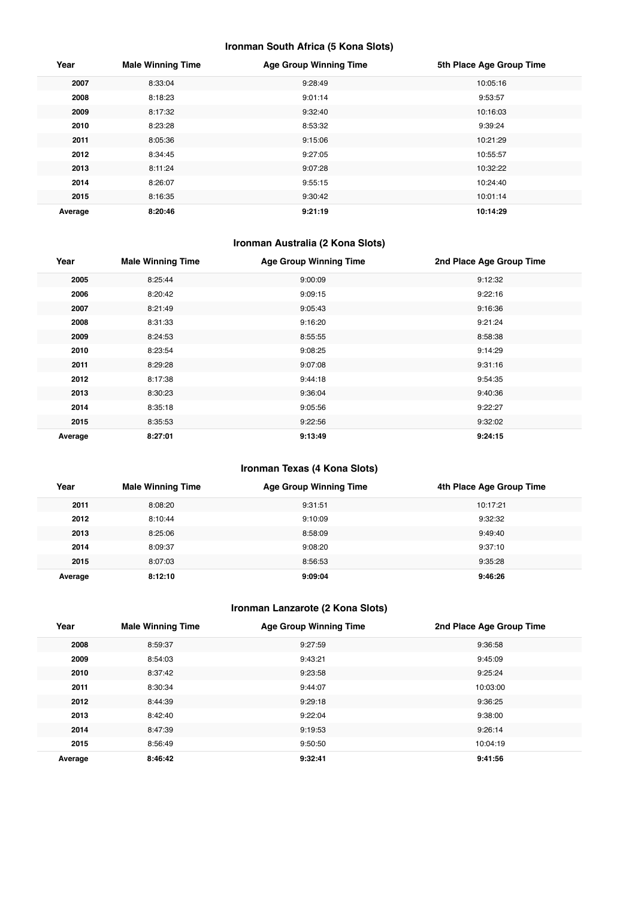### Ironman South Africa (5 Kona Slots)

| Year | Male Winning Time | Age Group Winning Time | 5th Place Age Group Time |
|---|---|---|---|
| **2007** | 8:33:04 | 9:28:49 | 10:05:16 |
| **2008** | 8:18:23 | 9:01:14 | 9:53:57 |
| **2009** | 8:17:32 | 9:32:40 | 10:16:03 |
| **2010** | 8:23:28 | 8:53:32 | 9:39:24 |
| **2011** | 8:05:36 | 9:15:06 | 10:21:29 |
| **2012** | 8:34:45 | 9:27:05 | 10:55:57 |
| **2013** | 8:11:24 | 9:07:28 | 10:32:22 |
| **2014** | 8:26:07 | 9:55:15 | 10:24:40 |
| **2015** | 8:16:35 | 9:30:42 | 10:01:14 |
| **Average** | **8:20:46** | **9:21:19** | **10:14:29** |

### Ironman Australia (2 Kona Slots)

| Year | Male Winning Time | Age Group Winning Time | 2nd Place Age Group Time |
|---|---|---|---|
| **2005** | 8:25:44 | 9:00:09 | 9:12:32 |
| **2006** | 8:20:42 | 9:09:15 | 9:22:16 |
| **2007** | 8:21:49 | 9:05:43 | 9:16:36 |
| **2008** | 8:31:33 | 9:16:20 | 9:21:24 |
| **2009** | 8:24:53 | 8:55:55 | 8:58:38 |
| **2010** | 8:23:54 | 9:08:25 | 9:14:29 |
| **2011** | 8:29:28 | 9:07:08 | 9:31:16 |
| **2012** | 8:17:38 | 9:44:18 | 9:54:35 |
| **2013** | 8:30:23 | 9:36:04 | 9:40:36 |
| **2014** | 8:35:18 | 9:05:56 | 9:22:27 |
| **2015** | 8:35:53 | 9:22:56 | 9:32:02 |
| **Average** | **8:27:01** | **9:13:49** | **9:24:15** |

### Ironman Texas (4 Kona Slots)

| Year | Male Winning Time | Age Group Winning Time | 4th Place Age Group Time |
|---|---|---|---|
| **2011** | 8:08:20 | 9:31:51 | 10:17:21 |
| **2012** | 8:10:44 | 9:10:09 | 9:32:32 |
| **2013** | 8:25:06 | 8:58:09 | 9:49:40 |
| **2014** | 8:09:37 | 9:08:20 | 9:37:10 |
| **2015** | 8:07:03 | 8:56:53 | 9:35:28 |
| **Average** | **8:12:10** | **9:09:04** | **9:46:26** |

### Ironman Lanzarote (2 Kona Slots)

| Year | Male Winning Time | Age Group Winning Time | 2nd Place Age Group Time |
|---|---|---|---|
| **2008** | 8:59:37 | 9:27:59 | 9:36:58 |
| **2009** | 8:54:03 | 9:43:21 | 9:45:09 |
| **2010** | 8:37:42 | 9:23:58 | 9:25:24 |
| **2011** | 8:30:34 | 9:44:07 | 10:03:00 |
| **2012** | 8:44:39 | 9:29:18 | 9:36:25 |
| **2013** | 8:42:40 | 9:22:04 | 9:38:00 |
| **2014** | 8:47:39 | 9:19:53 | 9:26:14 |
| **2015** | 8:56:49 | 9:50:50 | 10:04:19 |
| **Average** | **8:46:42** | **9:32:41** | **9:41:56** |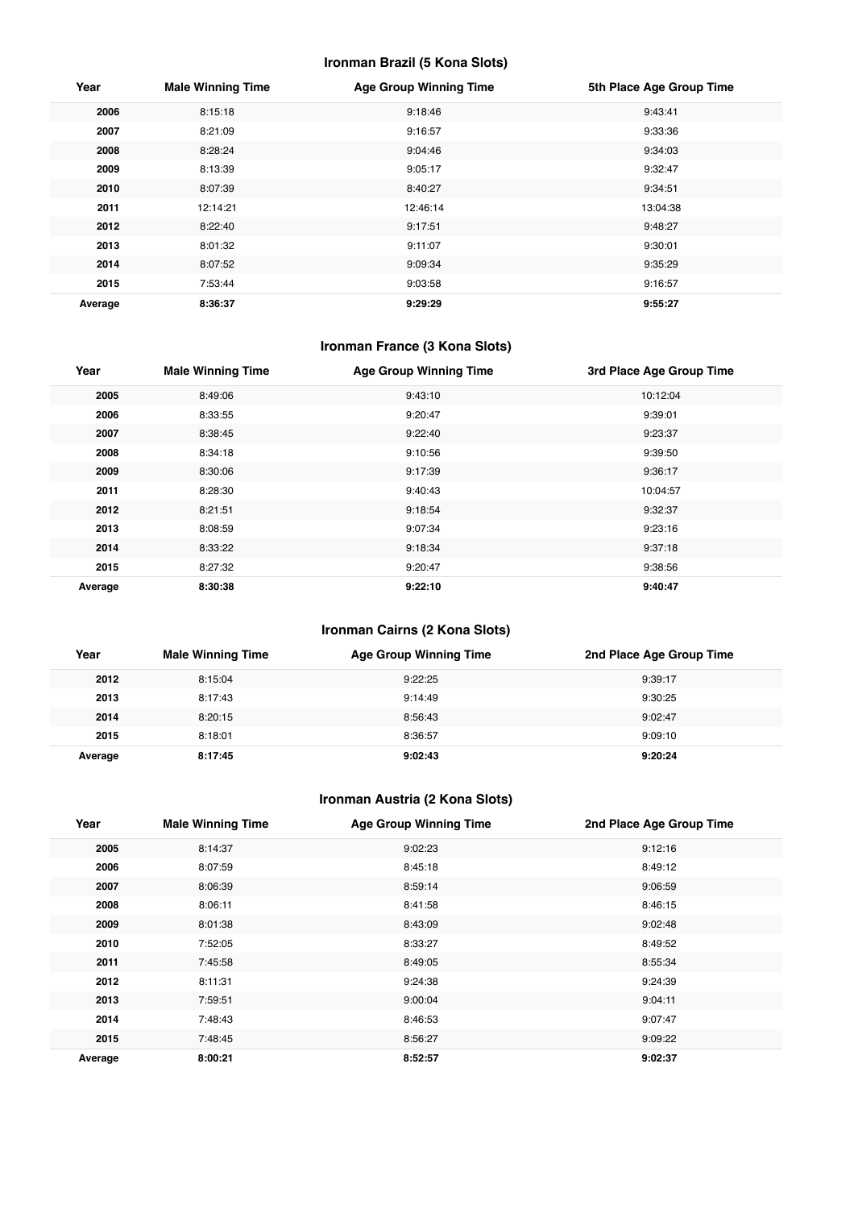### Ironman Brazil (5 Kona Slots)

| Year | Male Winning Time | Age Group Winning Time | 5th Place Age Group Time |
|---|---|---|---|
| **2006** | 8:15:18 | 9:18:46 | 9:43:41 |
| **2007** | 8:21:09 | 9:16:57 | 9:33:36 |
| **2008** | 8:28:24 | 9:04:46 | 9:34:03 |
| **2009** | 8:13:39 | 9:05:17 | 9:32:47 |
| **2010** | 8:07:39 | 8:40:27 | 9:34:51 |
| **2011** | 12:14:21 | 12:46:14 | 13:04:38 |
| **2012** | 8:22:40 | 9:17:51 | 9:48:27 |
| **2013** | 8:01:32 | 9:11:07 | 9:30:01 |
| **2014** | 8:07:52 | 9:09:34 | 9:35:29 |
| **2015** | 7:53:44 | 9:03:58 | 9:16:57 |
| **Average** | **8:36:37** | **9:29:29** | **9:55:27** |

### Ironman France (3 Kona Slots)

| Year | Male Winning Time | Age Group Winning Time | 3rd Place Age Group Time |
|---|---|---|---|
| **2005** | 8:49:06 | 9:43:10 | 10:12:04 |
| **2006** | 8:33:55 | 9:20:47 | 9:39:01 |
| **2007** | 8:38:45 | 9:22:40 | 9:23:37 |
| **2008** | 8:34:18 | 9:10:56 | 9:39:50 |
| **2009** | 8:30:06 | 9:17:39 | 9:36:17 |
| **2011** | 8:28:30 | 9:40:43 | 10:04:57 |
| **2012** | 8:21:51 | 9:18:54 | 9:32:37 |
| **2013** | 8:08:59 | 9:07:34 | 9:23:16 |
| **2014** | 8:33:22 | 9:18:34 | 9:37:18 |
| **2015** | 8:27:32 | 9:20:47 | 9:38:56 |
| **Average** | **8:30:38** | **9:22:10** | **9:40:47** |

### Ironman Cairns (2 Kona Slots)

| Year | Male Winning Time | Age Group Winning Time | 2nd Place Age Group Time |
|---|---|---|---|
| **2012** | 8:15:04 | 9:22:25 | 9:39:17 |
| **2013** | 8:17:43 | 9:14:49 | 9:30:25 |
| **2014** | 8:20:15 | 8:56:43 | 9:02:47 |
| **2015** | 8:18:01 | 8:36:57 | 9:09:10 |
| **Average** | **8:17:45** | **9:02:43** | **9:20:24** |

### Ironman Austria (2 Kona Slots)

| Year | Male Winning Time | Age Group Winning Time | 2nd Place Age Group Time |
|---|---|---|---|
| **2005** | 8:14:37 | 9:02:23 | 9:12:16 |
| **2006** | 8:07:59 | 8:45:18 | 8:49:12 |
| **2007** | 8:06:39 | 8:59:14 | 9:06:59 |
| **2008** | 8:06:11 | 8:41:58 | 8:46:15 |
| **2009** | 8:01:38 | 8:43:09 | 9:02:48 |
| **2010** | 7:52:05 | 8:33:27 | 8:49:52 |
| **2011** | 7:45:58 | 8:49:05 | 8:55:34 |
| **2012** | 8:11:31 | 9:24:38 | 9:24:39 |
| **2013** | 7:59:51 | 9:00:04 | 9:04:11 |
| **2014** | 7:48:43 | 8:46:53 | 9:07:47 |
| **2015** | 7:48:45 | 8:56:27 | 9:09:22 |
| **Average** | **8:00:21** | **8:52:57** | **9:02:37** |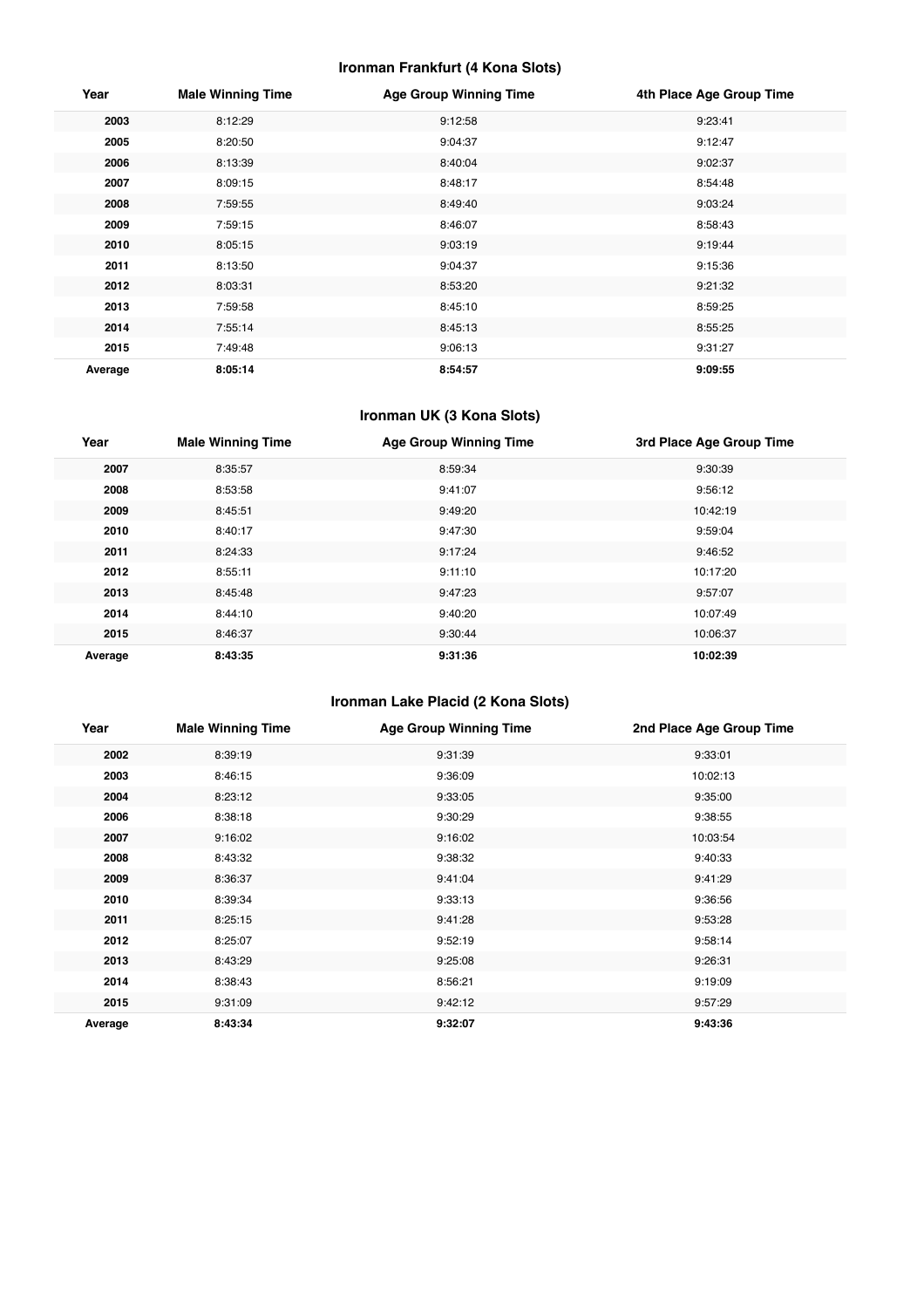### Ironman Frankfurt (4 Kona Slots)

| Year | Male Winning Time | Age Group Winning Time | 4th Place Age Group Time |
|---|---|---|---|
| **2003** | 8:12:29 | 9:12:58 | 9:23:41 |
| **2005** | 8:20:50 | 9:04:37 | 9:12:47 |
| **2006** | 8:13:39 | 8:40:04 | 9:02:37 |
| **2007** | 8:09:15 | 8:48:17 | 8:54:48 |
| **2008** | 7:59:55 | 8:49:40 | 9:03:24 |
| **2009** | 7:59:15 | 8:46:07 | 8:58:43 |
| **2010** | 8:05:15 | 9:03:19 | 9:19:44 |
| **2011** | 8:13:50 | 9:04:37 | 9:15:36 |
| **2012** | 8:03:31 | 8:53:20 | 9:21:32 |
| **2013** | 7:59:58 | 8:45:10 | 8:59:25 |
| **2014** | 7:55:14 | 8:45:13 | 8:55:25 |
| **2015** | 7:49:48 | 9:06:13 | 9:31:27 |
| **Average** | **8:05:14** | **8:54:57** | **9:09:55** |

### Ironman UK (3 Kona Slots)

| Year | Male Winning Time | Age Group Winning Time | 3rd Place Age Group Time |
|---|---|---|---|
| **2007** | 8:35:57 | 8:59:34 | 9:30:39 |
| **2008** | 8:53:58 | 9:41:07 | 9:56:12 |
| **2009** | 8:45:51 | 9:49:20 | 10:42:19 |
| **2010** | 8:40:17 | 9:47:30 | 9:59:04 |
| **2011** | 8:24:33 | 9:17:24 | 9:46:52 |
| **2012** | 8:55:11 | 9:11:10 | 10:17:20 |
| **2013** | 8:45:48 | 9:47:23 | 9:57:07 |
| **2014** | 8:44:10 | 9:40:20 | 10:07:49 |
| **2015** | 8:46:37 | 9:30:44 | 10:06:37 |
| **Average** | **8:43:35** | **9:31:36** | **10:02:39** |

### Ironman Lake Placid (2 Kona Slots)

| Year | Male Winning Time | Age Group Winning Time | 2nd Place Age Group Time |
|---|---|---|---|
| **2002** | 8:39:19 | 9:31:39 | 9:33:01 |
| **2003** | 8:46:15 | 9:36:09 | 10:02:13 |
| **2004** | 8:23:12 | 9:33:05 | 9:35:00 |
| **2006** | 8:38:18 | 9:30:29 | 9:38:55 |
| **2007** | 9:16:02 | 9:16:02 | 10:03:54 |
| **2008** | 8:43:32 | 9:38:32 | 9:40:33 |
| **2009** | 8:36:37 | 9:41:04 | 9:41:29 |
| **2010** | 8:39:34 | 9:33:13 | 9:36:56 |
| **2011** | 8:25:15 | 9:41:28 | 9:53:28 |
| **2012** | 8:25:07 | 9:52:19 | 9:58:14 |
| **2013** | 8:43:29 | 9:25:08 | 9:26:31 |
| **2014** | 8:38:43 | 8:56:21 | 9:19:09 |
| **2015** | 9:31:09 | 9:42:12 | 9:57:29 |
| **Average** | **8:43:34** | **9:32:07** | **9:43:36** |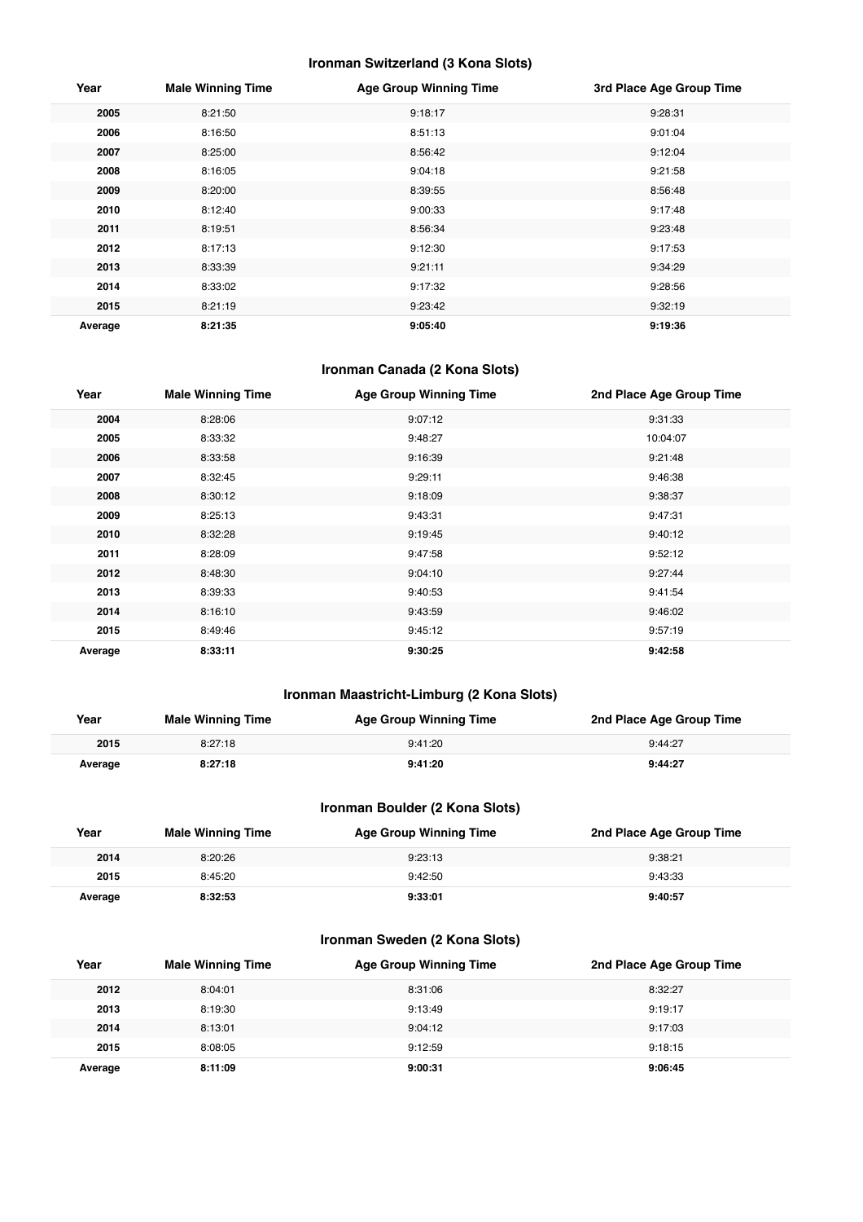### Ironman Switzerland (3 Kona Slots)

| Year | Male Winning Time | Age Group Winning Time | 3rd Place Age Group Time |
|---|---|---|---|
| **2005** | 8:21:50 | 9:18:17 | 9:28:31 |
| **2006** | 8:16:50 | 8:51:13 | 9:01:04 |
| **2007** | 8:25:00 | 8:56:42 | 9:12:04 |
| **2008** | 8:16:05 | 9:04:18 | 9:21:58 |
| **2009** | 8:20:00 | 8:39:55 | 8:56:48 |
| **2010** | 8:12:40 | 9:00:33 | 9:17:48 |
| **2011** | 8:19:51 | 8:56:34 | 9:23:48 |
| **2012** | 8:17:13 | 9:12:30 | 9:17:53 |
| **2013** | 8:33:39 | 9:21:11 | 9:34:29 |
| **2014** | 8:33:02 | 9:17:32 | 9:28:56 |
| **2015** | 8:21:19 | 9:23:42 | 9:32:19 |
| **Average** | **8:21:35** | **9:05:40** | **9:19:36** |

### Ironman Canada (2 Kona Slots)

| Year | Male Winning Time | Age Group Winning Time | 2nd Place Age Group Time |
|---|---|---|---|
| **2004** | 8:28:06 | 9:07:12 | 9:31:33 |
| **2005** | 8:33:32 | 9:48:27 | 10:04:07 |
| **2006** | 8:33:58 | 9:16:39 | 9:21:48 |
| **2007** | 8:32:45 | 9:29:11 | 9:46:38 |
| **2008** | 8:30:12 | 9:18:09 | 9:38:37 |
| **2009** | 8:25:13 | 9:43:31 | 9:47:31 |
| **2010** | 8:32:28 | 9:19:45 | 9:40:12 |
| **2011** | 8:28:09 | 9:47:58 | 9:52:12 |
| **2012** | 8:48:30 | 9:04:10 | 9:27:44 |
| **2013** | 8:39:33 | 9:40:53 | 9:41:54 |
| **2014** | 8:16:10 | 9:43:59 | 9:46:02 |
| **2015** | 8:49:46 | 9:45:12 | 9:57:19 |
| **Average** | **8:33:11** | **9:30:25** | **9:42:58** |

### Ironman Maastricht-Limburg (2 Kona Slots)

| Year | Male Winning Time | Age Group Winning Time | 2nd Place Age Group Time |
|---|---|---|---|
| **2015** | 8:27:18 | 9:41:20 | 9:44:27 |
| **Average** | **8:27:18** | **9:41:20** | **9:44:27** |

### Ironman Boulder (2 Kona Slots)

| Year | Male Winning Time | Age Group Winning Time | 2nd Place Age Group Time |
|---|---|---|---|
| **2014** | 8:20:26 | 9:23:13 | 9:38:21 |
| **2015** | 8:45:20 | 9:42:50 | 9:43:33 |
| **Average** | **8:32:53** | **9:33:01** | **9:40:57** |

### Ironman Sweden (2 Kona Slots)

| Year | Male Winning Time | Age Group Winning Time | 2nd Place Age Group Time |
|---|---|---|---|
| **2012** | 8:04:01 | 8:31:06 | 8:32:27 |
| **2013** | 8:19:30 | 9:13:49 | 9:19:17 |
| **2014** | 8:13:01 | 9:04:12 | 9:17:03 |
| **2015** | 8:08:05 | 9:12:59 | 9:18:15 |
| **Average** | **8:11:09** | **9:00:31** | **9:06:45** |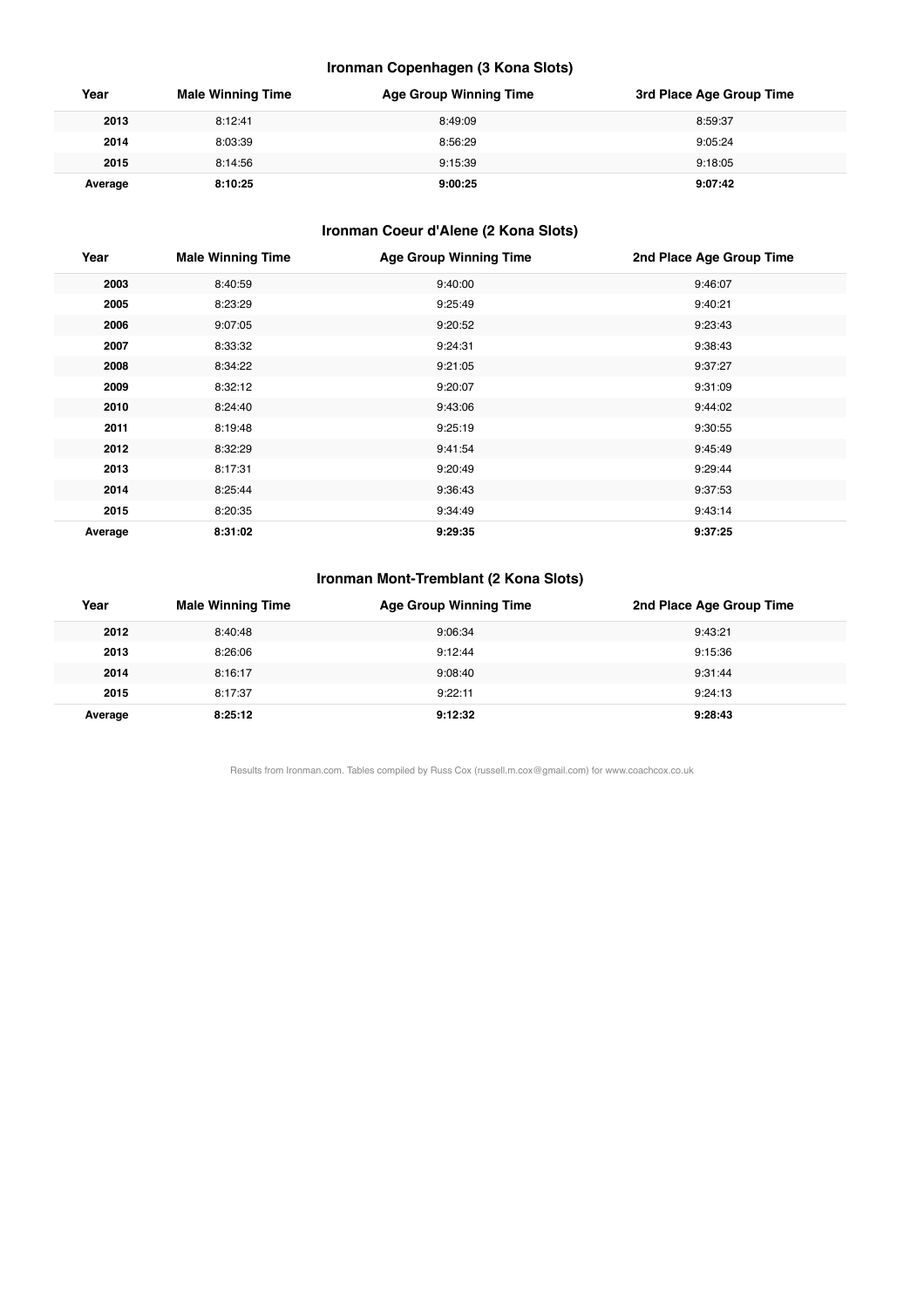### Ironman Copenhagen (3 Kona Slots)

| Year | Male Winning Time | Age Group Winning Time | 3rd Place Age Group Time |
|---|---|---|---|
| **2013** | 8:12:41 | 8:49:09 | 8:59:37 |
| **2014** | 8:03:39 | 8:56:29 | 9:05:24 |
| **2015** | 8:14:56 | 9:15:39 | 9:18:05 |
| **Average** | **8:10:25** | **9:00:25** | **9:07:42** |

### Ironman Coeur d'Alene (2 Kona Slots)

| Year | Male Winning Time | Age Group Winning Time | 2nd Place Age Group Time |
|---|---|---|---|
| **2003** | 8:40:59 | 9:40:00 | 9:46:07 |
| **2005** | 8:23:29 | 9:25:49 | 9:40:21 |
| **2006** | 9:07:05 | 9:20:52 | 9:23:43 |
| **2007** | 8:33:32 | 9:24:31 | 9:38:43 |
| **2008** | 8:34:22 | 9:21:05 | 9:37:27 |
| **2009** | 8:32:12 | 9:20:07 | 9:31:09 |
| **2010** | 8:24:40 | 9:43:06 | 9:44:02 |
| **2011** | 8:19:48 | 9:25:19 | 9:30:55 |
| **2012** | 8:32:29 | 9:41:54 | 9:45:49 |
| **2013** | 8:17:31 | 9:20:49 | 9:29:44 |
| **2014** | 8:25:44 | 9:36:43 | 9:37:53 |
| **2015** | 8:20:35 | 9:34:49 | 9:43:14 |
| **Average** | **8:31:02** | **9:29:35** | **9:37:25** |

### Ironman Mont-Tremblant (2 Kona Slots)

| Year | Male Winning Time | Age Group Winning Time | 2nd Place Age Group Time |
|---|---|---|---|
| **2012** | 8:40:48 | 9:06:34 | 9:43:21 |
| **2013** | 8:26:06 | 9:12:44 | 9:15:36 |
| **2014** | 8:16:17 | 9:08:40 | 9:31:44 |
| **2015** | 8:17:37 | 9:22:11 | 9:24:13 |
| **Average** | **8:25:12** | **9:12:32** | **9:28:43** |

Results from Ironman.com. Tables compiled by Russ Cox (russell.m.cox@gmail.com) for www.coachcox.co.uk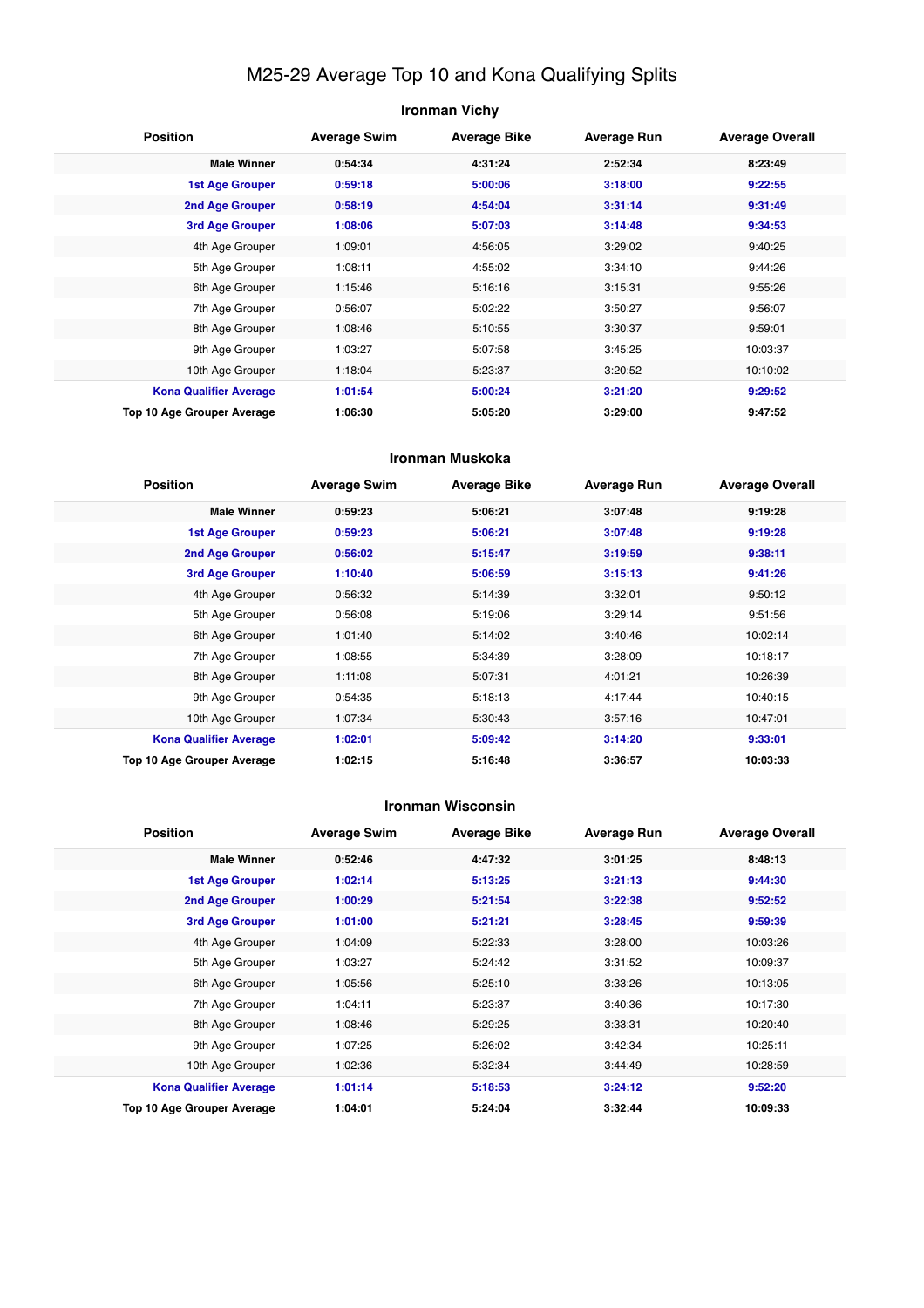# M25-29 Average Top 10 and Kona Qualifying Splits

## Ironman Vichy

| Position | Average Swim | Average Bike | Average Run | Average Overall |
|---|---|---|---|---|
| **Male Winner** | **0:54:34** | **4:31:24** | **2:52:34** | **8:23:49** |
| **1st Age Grouper** | **0:59:18** | **5:00:06** | **3:18:00** | **9:22:55** |
| **2nd Age Grouper** | **0:58:19** | **4:54:04** | **3:31:14** | **9:31:49** |
| **3rd Age Grouper** | **1:08:06** | **5:07:03** | **3:14:48** | **9:34:53** |
| 4th Age Grouper | 1:09:01 | 4:56:05 | 3:29:02 | 9:40:25 |
| 5th Age Grouper | 1:08:11 | 4:55:02 | 3:34:10 | 9:44:26 |
| 6th Age Grouper | 1:15:46 | 5:16:16 | 3:15:31 | 9:55:26 |
| 7th Age Grouper | 0:56:07 | 5:02:22 | 3:50:27 | 9:56:07 |
| 8th Age Grouper | 1:08:46 | 5:10:55 | 3:30:37 | 9:59:01 |
| 9th Age Grouper | 1:03:27 | 5:07:58 | 3:45:25 | 10:03:37 |
| 10th Age Grouper | 1:18:04 | 5:23:37 | 3:20:52 | 10:10:02 |
| **Kona Qualifier Average** | **1:01:54** | **5:00:24** | **3:21:20** | **9:29:52** |
| **Top 10 Age Grouper Average** | **1:06:30** | **5:05:20** | **3:29:00** | **9:47:52** |

## Ironman Muskoka

| Position | Average Swim | Average Bike | Average Run | Average Overall |
|---|---|---|---|---|
| **Male Winner** | **0:59:23** | **5:06:21** | **3:07:48** | **9:19:28** |
| **1st Age Grouper** | **0:59:23** | **5:06:21** | **3:07:48** | **9:19:28** |
| **2nd Age Grouper** | **0:56:02** | **5:15:47** | **3:19:59** | **9:38:11** |
| **3rd Age Grouper** | **1:10:40** | **5:06:59** | **3:15:13** | **9:41:26** |
| 4th Age Grouper | 0:56:32 | 5:14:39 | 3:32:01 | 9:50:12 |
| 5th Age Grouper | 0:56:08 | 5:19:06 | 3:29:14 | 9:51:56 |
| 6th Age Grouper | 1:01:40 | 5:14:02 | 3:40:46 | 10:02:14 |
| 7th Age Grouper | 1:08:55 | 5:34:39 | 3:28:09 | 10:18:17 |
| 8th Age Grouper | 1:11:08 | 5:07:31 | 4:01:21 | 10:26:39 |
| 9th Age Grouper | 0:54:35 | 5:18:13 | 4:17:44 | 10:40:15 |
| 10th Age Grouper | 1:07:34 | 5:30:43 | 3:57:16 | 10:47:01 |
| **Kona Qualifier Average** | **1:02:01** | **5:09:42** | **3:14:20** | **9:33:01** |
| **Top 10 Age Grouper Average** | **1:02:15** | **5:16:48** | **3:36:57** | **10:03:33** |

## Ironman Wisconsin

| Position | Average Swim | Average Bike | Average Run | Average Overall |
|---|---|---|---|---|
| **Male Winner** | **0:52:46** | **4:47:32** | **3:01:25** | **8:48:13** |
| **1st Age Grouper** | **1:02:14** | **5:13:25** | **3:21:13** | **9:44:30** |
| **2nd Age Grouper** | **1:00:29** | **5:21:54** | **3:22:38** | **9:52:52** |
| **3rd Age Grouper** | **1:01:00** | **5:21:21** | **3:28:45** | **9:59:39** |
| 4th Age Grouper | 1:04:09 | 5:22:33 | 3:28:00 | 10:03:26 |
| 5th Age Grouper | 1:03:27 | 5:24:42 | 3:31:52 | 10:09:37 |
| 6th Age Grouper | 1:05:56 | 5:25:10 | 3:33:26 | 10:13:05 |
| 7th Age Grouper | 1:04:11 | 5:23:37 | 3:40:36 | 10:17:30 |
| 8th Age Grouper | 1:08:46 | 5:29:25 | 3:33:31 | 10:20:40 |
| 9th Age Grouper | 1:07:25 | 5:26:02 | 3:42:34 | 10:25:11 |
| 10th Age Grouper | 1:02:36 | 5:32:34 | 3:44:49 | 10:28:59 |
| **Kona Qualifier Average** | **1:01:14** | **5:18:53** | **3:24:12** | **9:52:20** |
| **Top 10 Age Grouper Average** | **1:04:01** | **5:24:04** | **3:32:44** | **10:09:33** |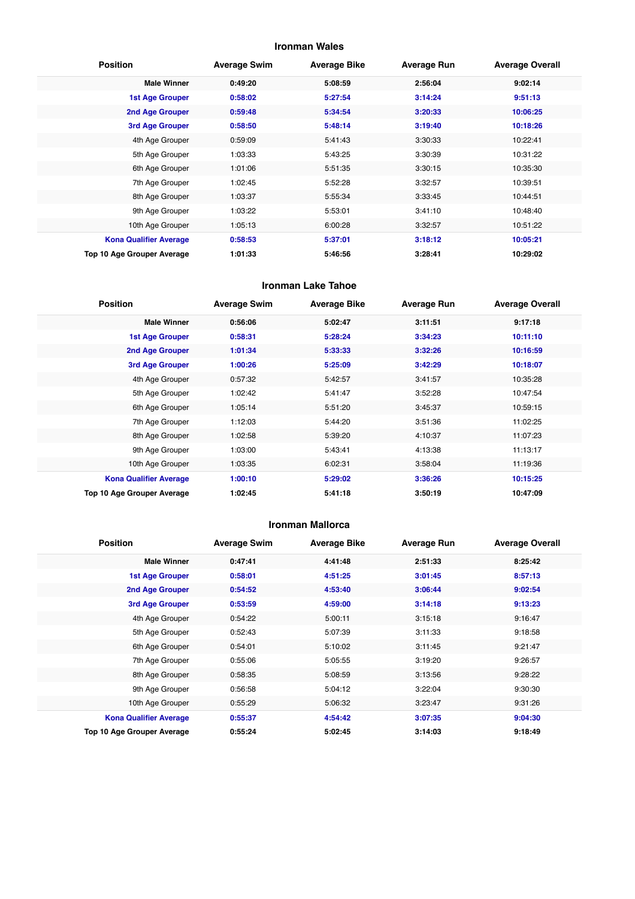## Ironman Wales

| Position | Average Swim | Average Bike | Average Run | Average Overall |
|---|---|---|---|---|
| **Male Winner** | **0:49:20** | **5:08:59** | **2:56:04** | **9:02:14** |
| **1st Age Grouper** | **0:58:02** | **5:27:54** | **3:14:24** | **9:51:13** |
| **2nd Age Grouper** | **0:59:48** | **5:34:54** | **3:20:33** | **10:06:25** |
| **3rd Age Grouper** | **0:58:50** | **5:48:14** | **3:19:40** | **10:18:26** |
| 4th Age Grouper | 0:59:09 | 5:41:43 | 3:30:33 | 10:22:41 |
| 5th Age Grouper | 1:03:33 | 5:43:25 | 3:30:39 | 10:31:22 |
| 6th Age Grouper | 1:01:06 | 5:51:35 | 3:30:15 | 10:35:30 |
| 7th Age Grouper | 1:02:45 | 5:52:28 | 3:32:57 | 10:39:51 |
| 8th Age Grouper | 1:03:37 | 5:55:34 | 3:33:45 | 10:44:51 |
| 9th Age Grouper | 1:03:22 | 5:53:01 | 3:41:10 | 10:48:40 |
| 10th Age Grouper | 1:05:13 | 6:00:28 | 3:32:57 | 10:51:22 |
| **Kona Qualifier Average** | **0:58:53** | **5:37:01** | **3:18:12** | **10:05:21** |
| **Top 10 Age Grouper Average** | **1:01:33** | **5:46:56** | **3:28:41** | **10:29:02** |

## Ironman Lake Tahoe

| Position | Average Swim | Average Bike | Average Run | Average Overall |
|---|---|---|---|---|
| **Male Winner** | **0:56:06** | **5:02:47** | **3:11:51** | **9:17:18** |
| **1st Age Grouper** | **0:58:31** | **5:28:24** | **3:34:23** | **10:11:10** |
| **2nd Age Grouper** | **1:01:34** | **5:33:33** | **3:32:26** | **10:16:59** |
| **3rd Age Grouper** | **1:00:26** | **5:25:09** | **3:42:29** | **10:18:07** |
| 4th Age Grouper | 0:57:32 | 5:42:57 | 3:41:57 | 10:35:28 |
| 5th Age Grouper | 1:02:42 | 5:41:47 | 3:52:28 | 10:47:54 |
| 6th Age Grouper | 1:05:14 | 5:51:20 | 3:45:37 | 10:59:15 |
| 7th Age Grouper | 1:12:03 | 5:44:20 | 3:51:36 | 11:02:25 |
| 8th Age Grouper | 1:02:58 | 5:39:20 | 4:10:37 | 11:07:23 |
| 9th Age Grouper | 1:03:00 | 5:43:41 | 4:13:38 | 11:13:17 |
| 10th Age Grouper | 1:03:35 | 6:02:31 | 3:58:04 | 11:19:36 |
| **Kona Qualifier Average** | **1:00:10** | **5:29:02** | **3:36:26** | **10:15:25** |
| **Top 10 Age Grouper Average** | **1:02:45** | **5:41:18** | **3:50:19** | **10:47:09** |

## Ironman Mallorca

| Position | Average Swim | Average Bike | Average Run | Average Overall |
|---|---|---|---|---|
| **Male Winner** | **0:47:41** | **4:41:48** | **2:51:33** | **8:25:42** |
| **1st Age Grouper** | **0:58:01** | **4:51:25** | **3:01:45** | **8:57:13** |
| **2nd Age Grouper** | **0:54:52** | **4:53:40** | **3:06:44** | **9:02:54** |
| **3rd Age Grouper** | **0:53:59** | **4:59:00** | **3:14:18** | **9:13:23** |
| 4th Age Grouper | 0:54:22 | 5:00:11 | 3:15:18 | 9:16:47 |
| 5th Age Grouper | 0:52:43 | 5:07:39 | 3:11:33 | 9:18:58 |
| 6th Age Grouper | 0:54:01 | 5:10:02 | 3:11:45 | 9:21:47 |
| 7th Age Grouper | 0:55:06 | 5:05:55 | 3:19:20 | 9:26:57 |
| 8th Age Grouper | 0:58:35 | 5:08:59 | 3:13:56 | 9:28:22 |
| 9th Age Grouper | 0:56:58 | 5:04:12 | 3:22:04 | 9:30:30 |
| 10th Age Grouper | 0:55:29 | 5:06:32 | 3:23:47 | 9:31:26 |
| **Kona Qualifier Average** | **0:55:37** | **4:54:42** | **3:07:35** | **9:04:30** |
| **Top 10 Age Grouper Average** | **0:55:24** | **5:02:45** | **3:14:03** | **9:18:49** |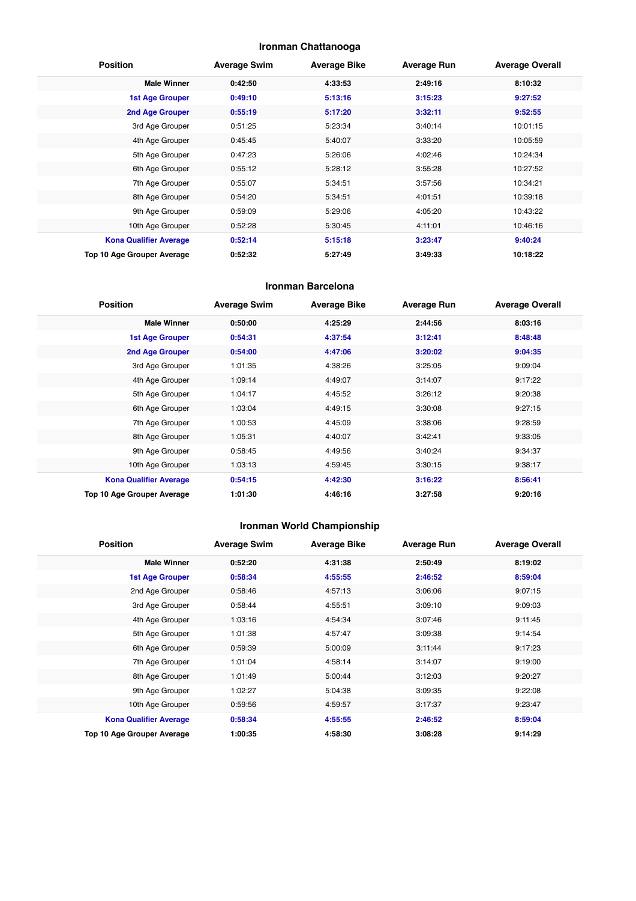## Ironman Chattanooga

| Position | Average Swim | Average Bike | Average Run | Average Overall |
|---|---|---|---|---|
| **Male Winner** | **0:42:50** | **4:33:53** | **2:49:16** | **8:10:32** |
| **1st Age Grouper** | **0:49:10** | **5:13:16** | **3:15:23** | **9:27:52** |
| **2nd Age Grouper** | **0:55:19** | **5:17:20** | **3:32:11** | **9:52:55** |
| 3rd Age Grouper | 0:51:25 | 5:23:34 | 3:40:14 | 10:01:15 |
| 4th Age Grouper | 0:45:45 | 5:40:07 | 3:33:20 | 10:05:59 |
| 5th Age Grouper | 0:47:23 | 5:26:06 | 4:02:46 | 10:24:34 |
| 6th Age Grouper | 0:55:12 | 5:28:12 | 3:55:28 | 10:27:52 |
| 7th Age Grouper | 0:55:07 | 5:34:51 | 3:57:56 | 10:34:21 |
| 8th Age Grouper | 0:54:20 | 5:34:51 | 4:01:51 | 10:39:18 |
| 9th Age Grouper | 0:59:09 | 5:29:06 | 4:05:20 | 10:43:22 |
| 10th Age Grouper | 0:52:28 | 5:30:45 | 4:11:01 | 10:46:16 |
| **Kona Qualifier Average** | **0:52:14** | **5:15:18** | **3:23:47** | **9:40:24** |
| **Top 10 Age Grouper Average** | **0:52:32** | **5:27:49** | **3:49:33** | **10:18:22** |

## Ironman Barcelona

| Position | Average Swim | Average Bike | Average Run | Average Overall |
|---|---|---|---|---|
| **Male Winner** | **0:50:00** | **4:25:29** | **2:44:56** | **8:03:16** |
| **1st Age Grouper** | **0:54:31** | **4:37:54** | **3:12:41** | **8:48:48** |
| **2nd Age Grouper** | **0:54:00** | **4:47:06** | **3:20:02** | **9:04:35** |
| 3rd Age Grouper | 1:01:35 | 4:38:26 | 3:25:05 | 9:09:04 |
| 4th Age Grouper | 1:09:14 | 4:49:07 | 3:14:07 | 9:17:22 |
| 5th Age Grouper | 1:04:17 | 4:45:52 | 3:26:12 | 9:20:38 |
| 6th Age Grouper | 1:03:04 | 4:49:15 | 3:30:08 | 9:27:15 |
| 7th Age Grouper | 1:00:53 | 4:45:09 | 3:38:06 | 9:28:59 |
| 8th Age Grouper | 1:05:31 | 4:40:07 | 3:42:41 | 9:33:05 |
| 9th Age Grouper | 0:58:45 | 4:49:56 | 3:40:24 | 9:34:37 |
| 10th Age Grouper | 1:03:13 | 4:59:45 | 3:30:15 | 9:38:17 |
| **Kona Qualifier Average** | **0:54:15** | **4:42:30** | **3:16:22** | **8:56:41** |
| **Top 10 Age Grouper Average** | **1:01:30** | **4:46:16** | **3:27:58** | **9:20:16** |

## Ironman World Championship

| Position | Average Swim | Average Bike | Average Run | Average Overall |
|---|---|---|---|---|
| **Male Winner** | **0:52:20** | **4:31:38** | **2:50:49** | **8:19:02** |
| **1st Age Grouper** | **0:58:34** | **4:55:55** | **2:46:52** | **8:59:04** |
| 2nd Age Grouper | 0:58:46 | 4:57:13 | 3:06:06 | 9:07:15 |
| 3rd Age Grouper | 0:58:44 | 4:55:51 | 3:09:10 | 9:09:03 |
| 4th Age Grouper | 1:03:16 | 4:54:34 | 3:07:46 | 9:11:45 |
| 5th Age Grouper | 1:01:38 | 4:57:47 | 3:09:38 | 9:14:54 |
| 6th Age Grouper | 0:59:39 | 5:00:09 | 3:11:44 | 9:17:23 |
| 7th Age Grouper | 1:01:04 | 4:58:14 | 3:14:07 | 9:19:00 |
| 8th Age Grouper | 1:01:49 | 5:00:44 | 3:12:03 | 9:20:27 |
| 9th Age Grouper | 1:02:27 | 5:04:38 | 3:09:35 | 9:22:08 |
| 10th Age Grouper | 0:59:56 | 4:59:57 | 3:17:37 | 9:23:47 |
| **Kona Qualifier Average** | **0:58:34** | **4:55:55** | **2:46:52** | **8:59:04** |
| **Top 10 Age Grouper Average** | **1:00:35** | **4:58:30** | **3:08:28** | **9:14:29** |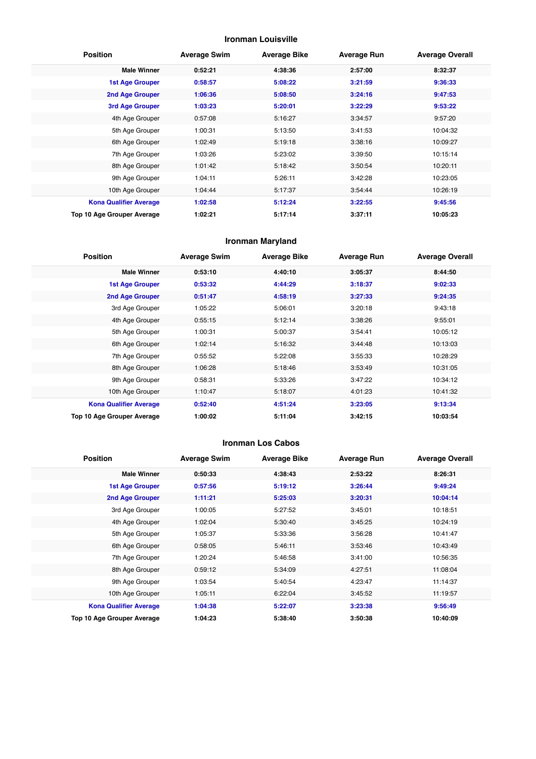## Ironman Louisville

| Position | Average Swim | Average Bike | Average Run | Average Overall |
|---|---|---|---|---|
| **Male Winner** | **0:52:21** | **4:38:36** | **2:57:00** | **8:32:37** |
| **1st Age Grouper** | **0:58:57** | **5:08:22** | **3:21:59** | **9:36:33** |
| **2nd Age Grouper** | **1:06:36** | **5:08:50** | **3:24:16** | **9:47:53** |
| **3rd Age Grouper** | **1:03:23** | **5:20:01** | **3:22:29** | **9:53:22** |
| 4th Age Grouper | 0:57:08 | 5:16:27 | 3:34:57 | 9:57:20 |
| 5th Age Grouper | 1:00:31 | 5:13:50 | 3:41:53 | 10:04:32 |
| 6th Age Grouper | 1:02:49 | 5:19:18 | 3:38:16 | 10:09:27 |
| 7th Age Grouper | 1:03:26 | 5:23:02 | 3:39:50 | 10:15:14 |
| 8th Age Grouper | 1:01:42 | 5:18:42 | 3:50:54 | 10:20:11 |
| 9th Age Grouper | 1:04:11 | 5:26:11 | 3:42:28 | 10:23:05 |
| 10th Age Grouper | 1:04:44 | 5:17:37 | 3:54:44 | 10:26:19 |
| **Kona Qualifier Average** | **1:02:58** | **5:12:24** | **3:22:55** | **9:45:56** |
| **Top 10 Age Grouper Average** | **1:02:21** | **5:17:14** | **3:37:11** | **10:05:23** |

## Ironman Maryland

| Position | Average Swim | Average Bike | Average Run | Average Overall |
|---|---|---|---|---|
| **Male Winner** | **0:53:10** | **4:40:10** | **3:05:37** | **8:44:50** |
| **1st Age Grouper** | **0:53:32** | **4:44:29** | **3:18:37** | **9:02:33** |
| **2nd Age Grouper** | **0:51:47** | **4:58:19** | **3:27:33** | **9:24:35** |
| 3rd Age Grouper | 1:05:22 | 5:06:01 | 3:20:18 | 9:43:18 |
| 4th Age Grouper | 0:55:15 | 5:12:14 | 3:38:26 | 9:55:01 |
| 5th Age Grouper | 1:00:31 | 5:00:37 | 3:54:41 | 10:05:12 |
| 6th Age Grouper | 1:02:14 | 5:16:32 | 3:44:48 | 10:13:03 |
| 7th Age Grouper | 0:55:52 | 5:22:08 | 3:55:33 | 10:28:29 |
| 8th Age Grouper | 1:06:28 | 5:18:46 | 3:53:49 | 10:31:05 |
| 9th Age Grouper | 0:58:31 | 5:33:26 | 3:47:22 | 10:34:12 |
| 10th Age Grouper | 1:10:47 | 5:18:07 | 4:01:23 | 10:41:32 |
| **Kona Qualifier Average** | **0:52:40** | **4:51:24** | **3:23:05** | **9:13:34** |
| **Top 10 Age Grouper Average** | **1:00:02** | **5:11:04** | **3:42:15** | **10:03:54** |

## Ironman Los Cabos

| Position | Average Swim | Average Bike | Average Run | Average Overall |
|---|---|---|---|---|
| **Male Winner** | **0:50:33** | **4:38:43** | **2:53:22** | **8:26:31** |
| **1st Age Grouper** | **0:57:56** | **5:19:12** | **3:26:44** | **9:49:24** |
| **2nd Age Grouper** | **1:11:21** | **5:25:03** | **3:20:31** | **10:04:14** |
| 3rd Age Grouper | 1:00:05 | 5:27:52 | 3:45:01 | 10:18:51 |
| 4th Age Grouper | 1:02:04 | 5:30:40 | 3:45:25 | 10:24:19 |
| 5th Age Grouper | 1:05:37 | 5:33:36 | 3:56:28 | 10:41:47 |
| 6th Age Grouper | 0:58:05 | 5:46:11 | 3:53:46 | 10:43:49 |
| 7th Age Grouper | 1:20:24 | 5:46:58 | 3:41:00 | 10:56:35 |
| 8th Age Grouper | 0:59:12 | 5:34:09 | 4:27:51 | 11:08:04 |
| 9th Age Grouper | 1:03:54 | 5:40:54 | 4:23:47 | 11:14:37 |
| 10th Age Grouper | 1:05:11 | 6:22:04 | 3:45:52 | 11:19:57 |
| **Kona Qualifier Average** | **1:04:38** | **5:22:07** | **3:23:38** | **9:56:49** |
| **Top 10 Age Grouper Average** | **1:04:23** | **5:38:40** | **3:50:38** | **10:40:09** |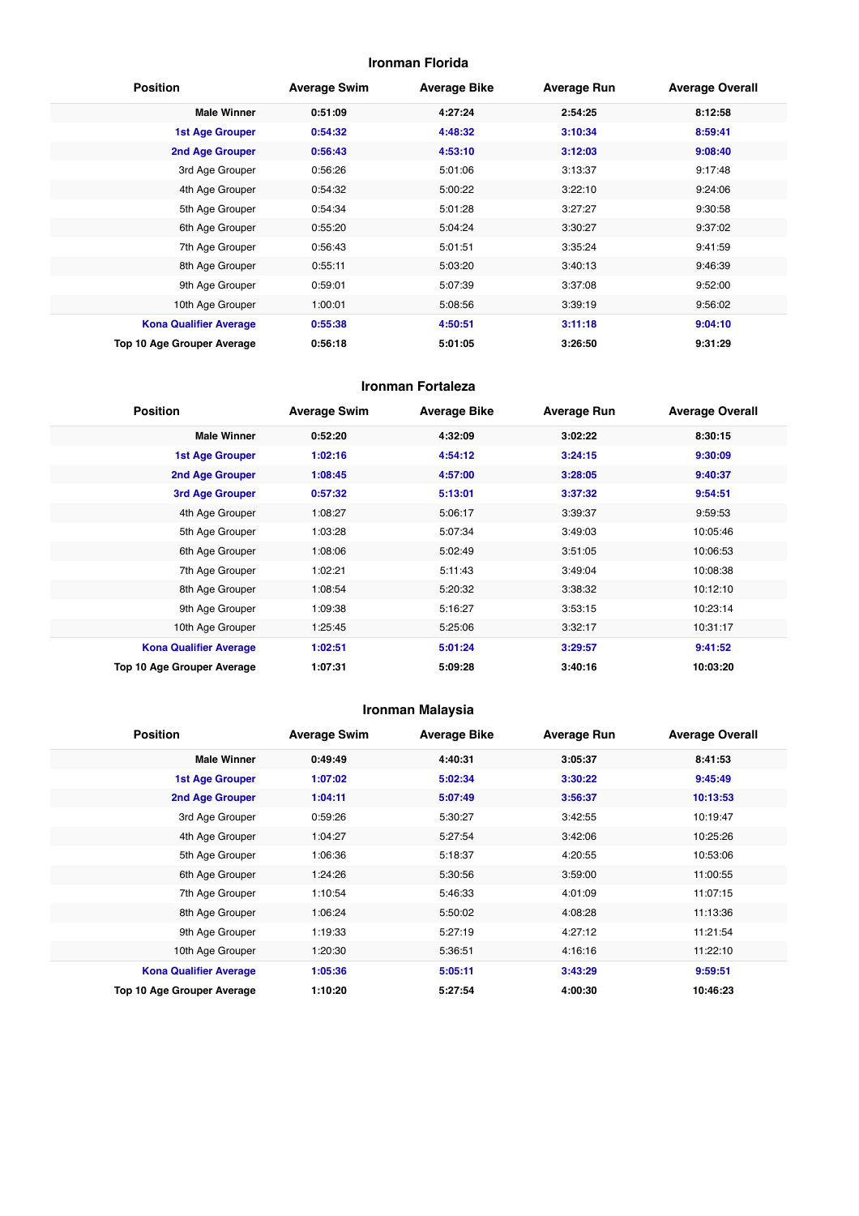## Ironman Florida

| Position | Average Swim | Average Bike | Average Run | Average Overall |
|---|---|---|---|---|
| **Male Winner** | **0:51:09** | **4:27:24** | **2:54:25** | **8:12:58** |
| **1st Age Grouper** | **0:54:32** | **4:48:32** | **3:10:34** | **8:59:41** |
| **2nd Age Grouper** | **0:56:43** | **4:53:10** | **3:12:03** | **9:08:40** |
| 3rd Age Grouper | 0:56:26 | 5:01:06 | 3:13:37 | 9:17:48 |
| 4th Age Grouper | 0:54:32 | 5:00:22 | 3:22:10 | 9:24:06 |
| 5th Age Grouper | 0:54:34 | 5:01:28 | 3:27:27 | 9:30:58 |
| 6th Age Grouper | 0:55:20 | 5:04:24 | 3:30:27 | 9:37:02 |
| 7th Age Grouper | 0:56:43 | 5:01:51 | 3:35:24 | 9:41:59 |
| 8th Age Grouper | 0:55:11 | 5:03:20 | 3:40:13 | 9:46:39 |
| 9th Age Grouper | 0:59:01 | 5:07:39 | 3:37:08 | 9:52:00 |
| 10th Age Grouper | 1:00:01 | 5:08:56 | 3:39:19 | 9:56:02 |
| **Kona Qualifier Average** | **0:55:38** | **4:50:51** | **3:11:18** | **9:04:10** |
| **Top 10 Age Grouper Average** | **0:56:18** | **5:01:05** | **3:26:50** | **9:31:29** |

## Ironman Fortaleza

| Position | Average Swim | Average Bike | Average Run | Average Overall |
|---|---|---|---|---|
| **Male Winner** | **0:52:20** | **4:32:09** | **3:02:22** | **8:30:15** |
| **1st Age Grouper** | **1:02:16** | **4:54:12** | **3:24:15** | **9:30:09** |
| **2nd Age Grouper** | **1:08:45** | **4:57:00** | **3:28:05** | **9:40:37** |
| **3rd Age Grouper** | **0:57:32** | **5:13:01** | **3:37:32** | **9:54:51** |
| 4th Age Grouper | 1:08:27 | 5:06:17 | 3:39:37 | 9:59:53 |
| 5th Age Grouper | 1:03:28 | 5:07:34 | 3:49:03 | 10:05:46 |
| 6th Age Grouper | 1:08:06 | 5:02:49 | 3:51:05 | 10:06:53 |
| 7th Age Grouper | 1:02:21 | 5:11:43 | 3:49:04 | 10:08:38 |
| 8th Age Grouper | 1:08:54 | 5:20:32 | 3:38:32 | 10:12:10 |
| 9th Age Grouper | 1:09:38 | 5:16:27 | 3:53:15 | 10:23:14 |
| 10th Age Grouper | 1:25:45 | 5:25:06 | 3:32:17 | 10:31:17 |
| **Kona Qualifier Average** | **1:02:51** | **5:01:24** | **3:29:57** | **9:41:52** |
| **Top 10 Age Grouper Average** | **1:07:31** | **5:09:28** | **3:40:16** | **10:03:20** |

## Ironman Malaysia

| Position | Average Swim | Average Bike | Average Run | Average Overall |
|---|---|---|---|---|
| **Male Winner** | **0:49:49** | **4:40:31** | **3:05:37** | **8:41:53** |
| **1st Age Grouper** | **1:07:02** | **5:02:34** | **3:30:22** | **9:45:49** |
| **2nd Age Grouper** | **1:04:11** | **5:07:49** | **3:56:37** | **10:13:53** |
| 3rd Age Grouper | 0:59:26 | 5:30:27 | 3:42:55 | 10:19:47 |
| 4th Age Grouper | 1:04:27 | 5:27:54 | 3:42:06 | 10:25:26 |
| 5th Age Grouper | 1:06:36 | 5:18:37 | 4:20:55 | 10:53:06 |
| 6th Age Grouper | 1:24:26 | 5:30:56 | 3:59:00 | 11:00:55 |
| 7th Age Grouper | 1:10:54 | 5:46:33 | 4:01:09 | 11:07:15 |
| 8th Age Grouper | 1:06:24 | 5:50:02 | 4:08:28 | 11:13:36 |
| 9th Age Grouper | 1:19:33 | 5:27:19 | 4:27:12 | 11:21:54 |
| 10th Age Grouper | 1:20:30 | 5:36:51 | 4:16:16 | 11:22:10 |
| **Kona Qualifier Average** | **1:05:36** | **5:05:11** | **3:43:29** | **9:59:51** |
| **Top 10 Age Grouper Average** | **1:10:20** | **5:27:54** | **4:00:30** | **10:46:23** |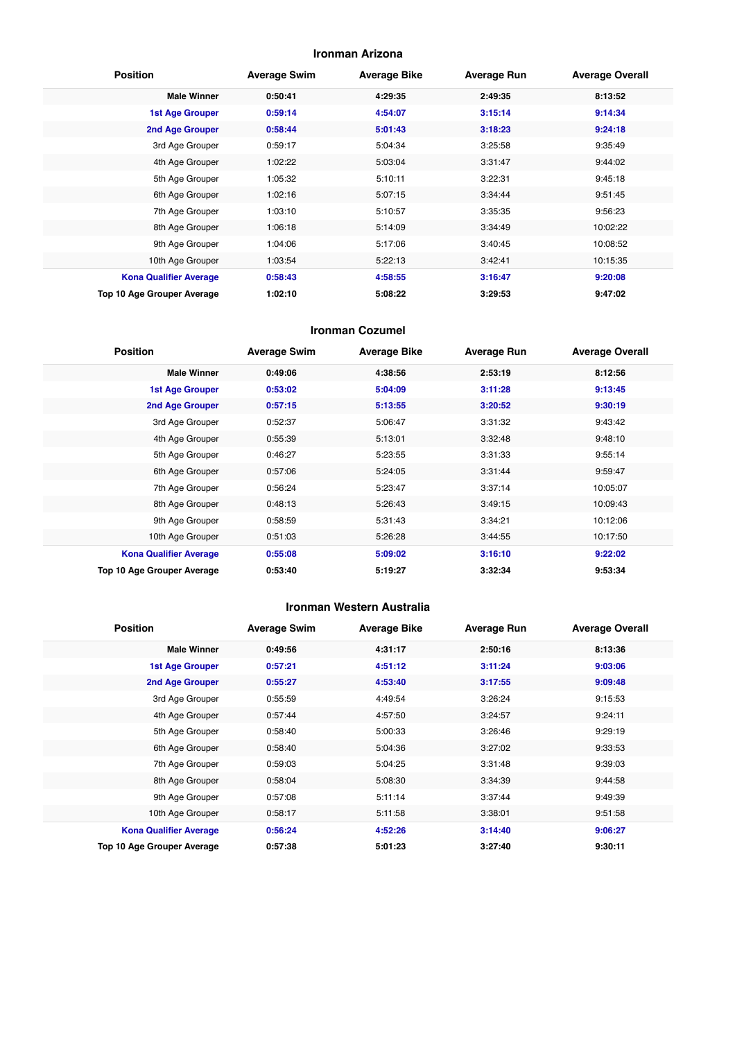### Ironman Arizona

| Position | Average Swim | Average Bike | Average Run | Average Overall |
|---|---|---|---|---|
| **Male Winner** | **0:50:41** | **4:29:35** | **2:49:35** | **8:13:52** |
| **1st Age Grouper** | **0:59:14** | **4:54:07** | **3:15:14** | **9:14:34** |
| **2nd Age Grouper** | **0:58:44** | **5:01:43** | **3:18:23** | **9:24:18** |
| 3rd Age Grouper | 0:59:17 | 5:04:34 | 3:25:58 | 9:35:49 |
| 4th Age Grouper | 1:02:22 | 5:03:04 | 3:31:47 | 9:44:02 |
| 5th Age Grouper | 1:05:32 | 5:10:11 | 3:22:31 | 9:45:18 |
| 6th Age Grouper | 1:02:16 | 5:07:15 | 3:34:44 | 9:51:45 |
| 7th Age Grouper | 1:03:10 | 5:10:57 | 3:35:35 | 9:56:23 |
| 8th Age Grouper | 1:06:18 | 5:14:09 | 3:34:49 | 10:02:22 |
| 9th Age Grouper | 1:04:06 | 5:17:06 | 3:40:45 | 10:08:52 |
| 10th Age Grouper | 1:03:54 | 5:22:13 | 3:42:41 | 10:15:35 |
| **Kona Qualifier Average** | **0:58:43** | **4:58:55** | **3:16:47** | **9:20:08** |
| **Top 10 Age Grouper Average** | **1:02:10** | **5:08:22** | **3:29:53** | **9:47:02** |

### Ironman Cozumel

| Position | Average Swim | Average Bike | Average Run | Average Overall |
|---|---|---|---|---|
| **Male Winner** | **0:49:06** | **4:38:56** | **2:53:19** | **8:12:56** |
| **1st Age Grouper** | **0:53:02** | **5:04:09** | **3:11:28** | **9:13:45** |
| **2nd Age Grouper** | **0:57:15** | **5:13:55** | **3:20:52** | **9:30:19** |
| 3rd Age Grouper | 0:52:37 | 5:06:47 | 3:31:32 | 9:43:42 |
| 4th Age Grouper | 0:55:39 | 5:13:01 | 3:32:48 | 9:48:10 |
| 5th Age Grouper | 0:46:27 | 5:23:55 | 3:31:33 | 9:55:14 |
| 6th Age Grouper | 0:57:06 | 5:24:05 | 3:31:44 | 9:59:47 |
| 7th Age Grouper | 0:56:24 | 5:23:47 | 3:37:14 | 10:05:07 |
| 8th Age Grouper | 0:48:13 | 5:26:43 | 3:49:15 | 10:09:43 |
| 9th Age Grouper | 0:58:59 | 5:31:43 | 3:34:21 | 10:12:06 |
| 10th Age Grouper | 0:51:03 | 5:26:28 | 3:44:55 | 10:17:50 |
| **Kona Qualifier Average** | **0:55:08** | **5:09:02** | **3:16:10** | **9:22:02** |
| **Top 10 Age Grouper Average** | **0:53:40** | **5:19:27** | **3:32:34** | **9:53:34** |

### Ironman Western Australia

| Position | Average Swim | Average Bike | Average Run | Average Overall |
|---|---|---|---|---|
| **Male Winner** | **0:49:56** | **4:31:17** | **2:50:16** | **8:13:36** |
| **1st Age Grouper** | **0:57:21** | **4:51:12** | **3:11:24** | **9:03:06** |
| **2nd Age Grouper** | **0:55:27** | **4:53:40** | **3:17:55** | **9:09:48** |
| 3rd Age Grouper | 0:55:59 | 4:49:54 | 3:26:24 | 9:15:53 |
| 4th Age Grouper | 0:57:44 | 4:57:50 | 3:24:57 | 9:24:11 |
| 5th Age Grouper | 0:58:40 | 5:00:33 | 3:26:46 | 9:29:19 |
| 6th Age Grouper | 0:58:40 | 5:04:36 | 3:27:02 | 9:33:53 |
| 7th Age Grouper | 0:59:03 | 5:04:25 | 3:31:48 | 9:39:03 |
| 8th Age Grouper | 0:58:04 | 5:08:30 | 3:34:39 | 9:44:58 |
| 9th Age Grouper | 0:57:08 | 5:11:14 | 3:37:44 | 9:49:39 |
| 10th Age Grouper | 0:58:17 | 5:11:58 | 3:38:01 | 9:51:58 |
| **Kona Qualifier Average** | **0:56:24** | **4:52:26** | **3:14:40** | **9:06:27** |
| **Top 10 Age Grouper Average** | **0:57:38** | **5:01:23** | **3:27:40** | **9:30:11** |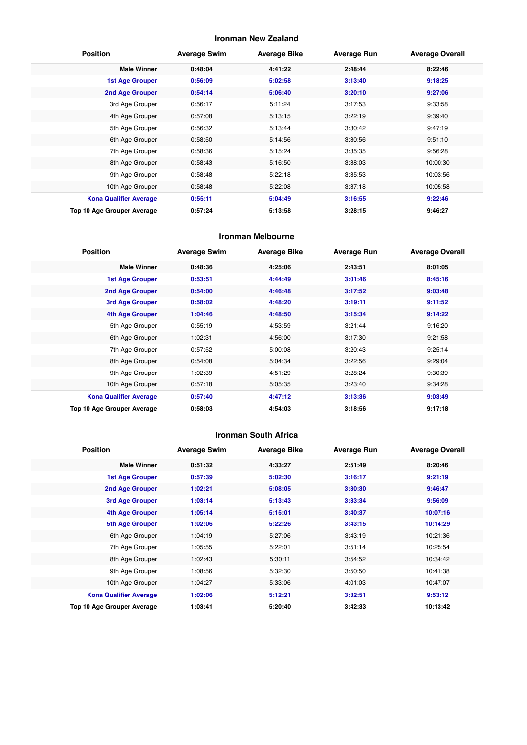## Ironman New Zealand

| Position | Average Swim | Average Bike | Average Run | Average Overall |
|---|---|---|---|---|
| **Male Winner** | **0:48:04** | **4:41:22** | **2:48:44** | **8:22:46** |
| **1st Age Grouper** | **0:56:09** | **5:02:58** | **3:13:40** | **9:18:25** |
| **2nd Age Grouper** | **0:54:14** | **5:06:40** | **3:20:10** | **9:27:06** |
| 3rd Age Grouper | 0:56:17 | 5:11:24 | 3:17:53 | 9:33:58 |
| 4th Age Grouper | 0:57:08 | 5:13:15 | 3:22:19 | 9:39:40 |
| 5th Age Grouper | 0:56:32 | 5:13:44 | 3:30:42 | 9:47:19 |
| 6th Age Grouper | 0:58:50 | 5:14:56 | 3:30:56 | 9:51:10 |
| 7th Age Grouper | 0:58:36 | 5:15:24 | 3:35:35 | 9:56:28 |
| 8th Age Grouper | 0:58:43 | 5:16:50 | 3:38:03 | 10:00:30 |
| 9th Age Grouper | 0:58:48 | 5:22:18 | 3:35:53 | 10:03:56 |
| 10th Age Grouper | 0:58:48 | 5:22:08 | 3:37:18 | 10:05:58 |
| **Kona Qualifier Average** | **0:55:11** | **5:04:49** | **3:16:55** | **9:22:46** |
| **Top 10 Age Grouper Average** | **0:57:24** | **5:13:58** | **3:28:15** | **9:46:27** |

## Ironman Melbourne

| Position | Average Swim | Average Bike | Average Run | Average Overall |
|---|---|---|---|---|
| **Male Winner** | **0:48:36** | **4:25:06** | **2:43:51** | **8:01:05** |
| **1st Age Grouper** | **0:53:51** | **4:44:49** | **3:01:46** | **8:45:16** |
| **2nd Age Grouper** | **0:54:00** | **4:46:48** | **3:17:52** | **9:03:48** |
| **3rd Age Grouper** | **0:58:02** | **4:48:20** | **3:19:11** | **9:11:52** |
| **4th Age Grouper** | **1:04:46** | **4:48:50** | **3:15:34** | **9:14:22** |
| 5th Age Grouper | 0:55:19 | 4:53:59 | 3:21:44 | 9:16:20 |
| 6th Age Grouper | 1:02:31 | 4:56:00 | 3:17:30 | 9:21:58 |
| 7th Age Grouper | 0:57:52 | 5:00:08 | 3:20:43 | 9:25:14 |
| 8th Age Grouper | 0:54:08 | 5:04:34 | 3:22:56 | 9:29:04 |
| 9th Age Grouper | 1:02:39 | 4:51:29 | 3:28:24 | 9:30:39 |
| 10th Age Grouper | 0:57:18 | 5:05:35 | 3:23:40 | 9:34:28 |
| **Kona Qualifier Average** | **0:57:40** | **4:47:12** | **3:13:36** | **9:03:49** |
| **Top 10 Age Grouper Average** | **0:58:03** | **4:54:03** | **3:18:56** | **9:17:18** |

## Ironman South Africa

| Position | Average Swim | Average Bike | Average Run | Average Overall |
|---|---|---|---|---|
| **Male Winner** | **0:51:32** | **4:33:27** | **2:51:49** | **8:20:46** |
| **1st Age Grouper** | **0:57:39** | **5:02:30** | **3:16:17** | **9:21:19** |
| **2nd Age Grouper** | **1:02:21** | **5:08:05** | **3:30:30** | **9:46:47** |
| **3rd Age Grouper** | **1:03:14** | **5:13:43** | **3:33:34** | **9:56:09** |
| **4th Age Grouper** | **1:05:14** | **5:15:01** | **3:40:37** | **10:07:16** |
| **5th Age Grouper** | **1:02:06** | **5:22:26** | **3:43:15** | **10:14:29** |
| 6th Age Grouper | 1:04:19 | 5:27:06 | 3:43:19 | 10:21:36 |
| 7th Age Grouper | 1:05:55 | 5:22:01 | 3:51:14 | 10:25:54 |
| 8th Age Grouper | 1:02:43 | 5:30:11 | 3:54:52 | 10:34:42 |
| 9th Age Grouper | 1:08:56 | 5:32:30 | 3:50:50 | 10:41:38 |
| 10th Age Grouper | 1:04:27 | 5:33:06 | 4:01:03 | 10:47:07 |
| **Kona Qualifier Average** | **1:02:06** | **5:12:21** | **3:32:51** | **9:53:12** |
| **Top 10 Age Grouper Average** | **1:03:41** | **5:20:40** | **3:42:33** | **10:13:42** |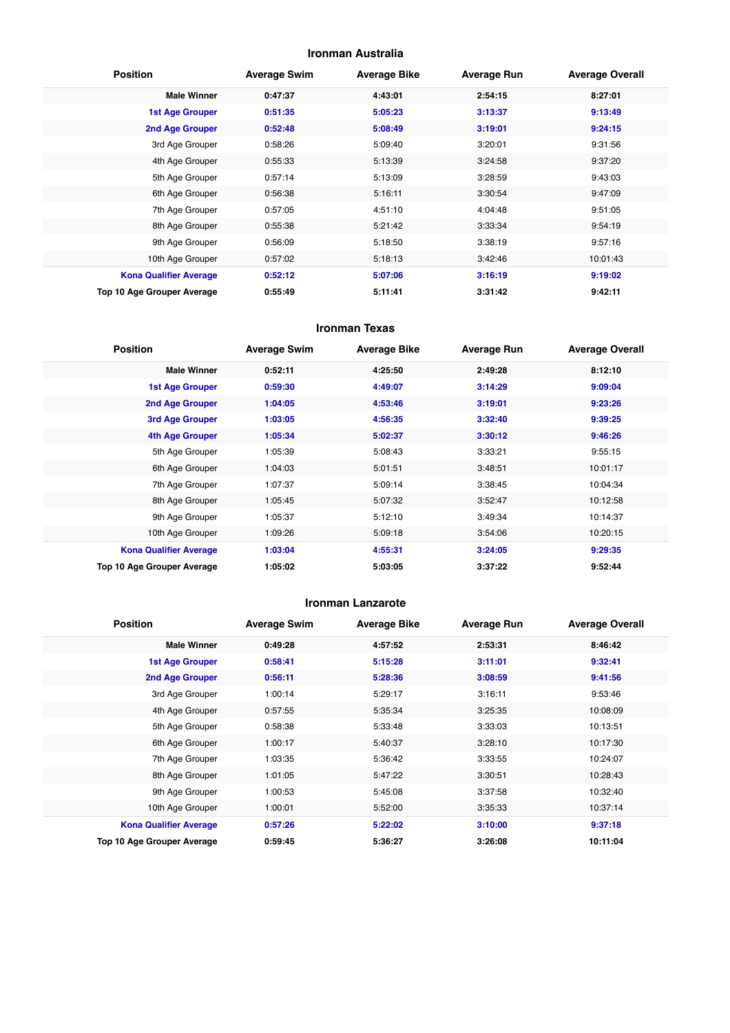## Ironman Australia

| Position | Average Swim | Average Bike | Average Run | Average Overall |
|---|---|---|---|---|
| **Male Winner** | **0:47:37** | **4:43:01** | **2:54:15** | **8:27:01** |
| **1st Age Grouper** | **0:51:35** | **5:05:23** | **3:13:37** | **9:13:49** |
| **2nd Age Grouper** | **0:52:48** | **5:08:49** | **3:19:01** | **9:24:15** |
| 3rd Age Grouper | 0:58:26 | 5:09:40 | 3:20:01 | 9:31:56 |
| 4th Age Grouper | 0:55:33 | 5:13:39 | 3:24:58 | 9:37:20 |
| 5th Age Grouper | 0:57:14 | 5:13:09 | 3:28:59 | 9:43:03 |
| 6th Age Grouper | 0:56:38 | 5:16:11 | 3:30:54 | 9:47:09 |
| 7th Age Grouper | 0:57:05 | 4:51:10 | 4:04:48 | 9:51:05 |
| 8th Age Grouper | 0:55:38 | 5:21:42 | 3:33:34 | 9:54:19 |
| 9th Age Grouper | 0:56:09 | 5:18:50 | 3:38:19 | 9:57:16 |
| 10th Age Grouper | 0:57:02 | 5:18:13 | 3:42:46 | 10:01:43 |
| **Kona Qualifier Average** | **0:52:12** | **5:07:06** | **3:16:19** | **9:19:02** |
| **Top 10 Age Grouper Average** | **0:55:49** | **5:11:41** | **3:31:42** | **9:42:11** |

## Ironman Texas

| Position | Average Swim | Average Bike | Average Run | Average Overall |
|---|---|---|---|---|
| **Male Winner** | **0:52:11** | **4:25:50** | **2:49:28** | **8:12:10** |
| **1st Age Grouper** | **0:59:30** | **4:49:07** | **3:14:29** | **9:09:04** |
| **2nd Age Grouper** | **1:04:05** | **4:53:46** | **3:19:01** | **9:23:26** |
| **3rd Age Grouper** | **1:03:05** | **4:56:35** | **3:32:40** | **9:39:25** |
| **4th Age Grouper** | **1:05:34** | **5:02:37** | **3:30:12** | **9:46:26** |
| 5th Age Grouper | 1:05:39 | 5:08:43 | 3:33:21 | 9:55:15 |
| 6th Age Grouper | 1:04:03 | 5:01:51 | 3:48:51 | 10:01:17 |
| 7th Age Grouper | 1:07:37 | 5:09:14 | 3:38:45 | 10:04:34 |
| 8th Age Grouper | 1:05:45 | 5:07:32 | 3:52:47 | 10:12:58 |
| 9th Age Grouper | 1:05:37 | 5:12:10 | 3:49:34 | 10:14:37 |
| 10th Age Grouper | 1:09:26 | 5:09:18 | 3:54:06 | 10:20:15 |
| **Kona Qualifier Average** | **1:03:04** | **4:55:31** | **3:24:05** | **9:29:35** |
| **Top 10 Age Grouper Average** | **1:05:02** | **5:03:05** | **3:37:22** | **9:52:44** |

## Ironman Lanzarote

| Position | Average Swim | Average Bike | Average Run | Average Overall |
|---|---|---|---|---|
| **Male Winner** | **0:49:28** | **4:57:52** | **2:53:31** | **8:46:42** |
| **1st Age Grouper** | **0:58:41** | **5:15:28** | **3:11:01** | **9:32:41** |
| **2nd Age Grouper** | **0:56:11** | **5:28:36** | **3:08:59** | **9:41:56** |
| 3rd Age Grouper | 1:00:14 | 5:29:17 | 3:16:11 | 9:53:46 |
| 4th Age Grouper | 0:57:55 | 5:35:34 | 3:25:35 | 10:08:09 |
| 5th Age Grouper | 0:58:38 | 5:33:48 | 3:33:03 | 10:13:51 |
| 6th Age Grouper | 1:00:17 | 5:40:37 | 3:28:10 | 10:17:30 |
| 7th Age Grouper | 1:03:35 | 5:36:42 | 3:33:55 | 10:24:07 |
| 8th Age Grouper | 1:01:05 | 5:47:22 | 3:30:51 | 10:28:43 |
| 9th Age Grouper | 1:00:53 | 5:45:08 | 3:37:58 | 10:32:40 |
| 10th Age Grouper | 1:00:01 | 5:52:00 | 3:35:33 | 10:37:14 |
| **Kona Qualifier Average** | **0:57:26** | **5:22:02** | **3:10:00** | **9:37:18** |
| **Top 10 Age Grouper Average** | **0:59:45** | **5:36:27** | **3:26:08** | **10:11:04** |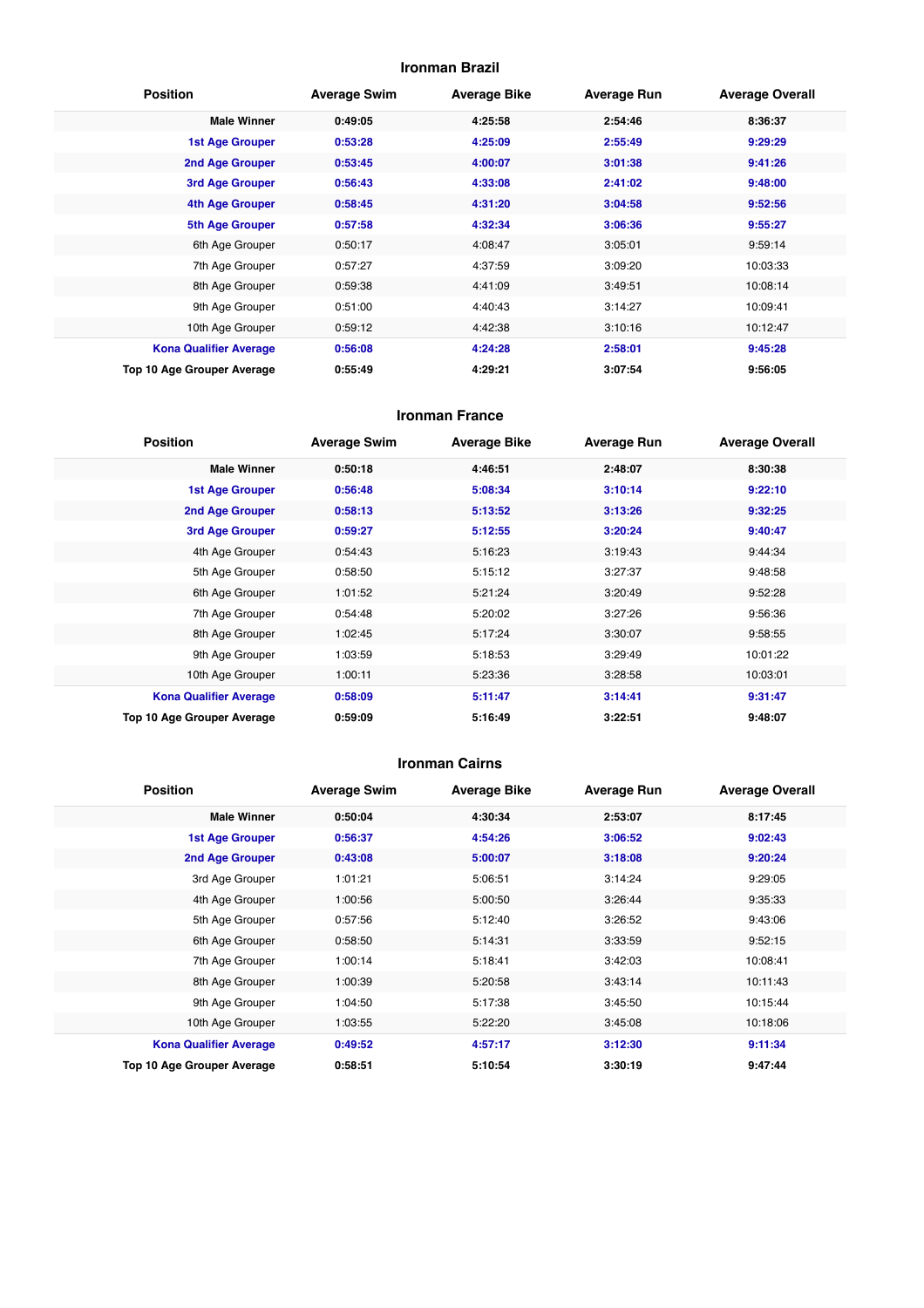## Ironman Brazil

| Position | Average Swim | Average Bike | Average Run | Average Overall |
|---|---|---|---|---|
| **Male Winner** | **0:49:05** | **4:25:58** | **2:54:46** | **8:36:37** |
| **1st Age Grouper** | **0:53:28** | **4:25:09** | **2:55:49** | **9:29:29** |
| **2nd Age Grouper** | **0:53:45** | **4:00:07** | **3:01:38** | **9:41:26** |
| **3rd Age Grouper** | **0:56:43** | **4:33:08** | **2:41:02** | **9:48:00** |
| **4th Age Grouper** | **0:58:45** | **4:31:20** | **3:04:58** | **9:52:56** |
| **5th Age Grouper** | **0:57:58** | **4:32:34** | **3:06:36** | **9:55:27** |
| 6th Age Grouper | 0:50:17 | 4:08:47 | 3:05:01 | 9:59:14 |
| 7th Age Grouper | 0:57:27 | 4:37:59 | 3:09:20 | 10:03:33 |
| 8th Age Grouper | 0:59:38 | 4:41:09 | 3:49:51 | 10:08:14 |
| 9th Age Grouper | 0:51:00 | 4:40:43 | 3:14:27 | 10:09:41 |
| 10th Age Grouper | 0:59:12 | 4:42:38 | 3:10:16 | 10:12:47 |
| **Kona Qualifier Average** | **0:56:08** | **4:24:28** | **2:58:01** | **9:45:28** |
| **Top 10 Age Grouper Average** | **0:55:49** | **4:29:21** | **3:07:54** | **9:56:05** |

## Ironman France

| Position | Average Swim | Average Bike | Average Run | Average Overall |
|---|---|---|---|---|
| **Male Winner** | **0:50:18** | **4:46:51** | **2:48:07** | **8:30:38** |
| **1st Age Grouper** | **0:56:48** | **5:08:34** | **3:10:14** | **9:22:10** |
| **2nd Age Grouper** | **0:58:13** | **5:13:52** | **3:13:26** | **9:32:25** |
| **3rd Age Grouper** | **0:59:27** | **5:12:55** | **3:20:24** | **9:40:47** |
| 4th Age Grouper | 0:54:43 | 5:16:23 | 3:19:43 | 9:44:34 |
| 5th Age Grouper | 0:58:50 | 5:15:12 | 3:27:37 | 9:48:58 |
| 6th Age Grouper | 1:01:52 | 5:21:24 | 3:20:49 | 9:52:28 |
| 7th Age Grouper | 0:54:48 | 5:20:02 | 3:27:26 | 9:56:36 |
| 8th Age Grouper | 1:02:45 | 5:17:24 | 3:30:07 | 9:58:55 |
| 9th Age Grouper | 1:03:59 | 5:18:53 | 3:29:49 | 10:01:22 |
| 10th Age Grouper | 1:00:11 | 5:23:36 | 3:28:58 | 10:03:01 |
| **Kona Qualifier Average** | **0:58:09** | **5:11:47** | **3:14:41** | **9:31:47** |
| **Top 10 Age Grouper Average** | **0:59:09** | **5:16:49** | **3:22:51** | **9:48:07** |

## Ironman Cairns

| Position | Average Swim | Average Bike | Average Run | Average Overall |
|---|---|---|---|---|
| **Male Winner** | **0:50:04** | **4:30:34** | **2:53:07** | **8:17:45** |
| **1st Age Grouper** | **0:56:37** | **4:54:26** | **3:06:52** | **9:02:43** |
| **2nd Age Grouper** | **0:43:08** | **5:00:07** | **3:18:08** | **9:20:24** |
| 3rd Age Grouper | 1:01:21 | 5:06:51 | 3:14:24 | 9:29:05 |
| 4th Age Grouper | 1:00:56 | 5:00:50 | 3:26:44 | 9:35:33 |
| 5th Age Grouper | 0:57:56 | 5:12:40 | 3:26:52 | 9:43:06 |
| 6th Age Grouper | 0:58:50 | 5:14:31 | 3:33:59 | 9:52:15 |
| 7th Age Grouper | 1:00:14 | 5:18:41 | 3:42:03 | 10:08:41 |
| 8th Age Grouper | 1:00:39 | 5:20:58 | 3:43:14 | 10:11:43 |
| 9th Age Grouper | 1:04:50 | 5:17:38 | 3:45:50 | 10:15:44 |
| 10th Age Grouper | 1:03:55 | 5:22:20 | 3:45:08 | 10:18:06 |
| **Kona Qualifier Average** | **0:49:52** | **4:57:17** | **3:12:30** | **9:11:34** |
| **Top 10 Age Grouper Average** | **0:58:51** | **5:10:54** | **3:30:19** | **9:47:44** |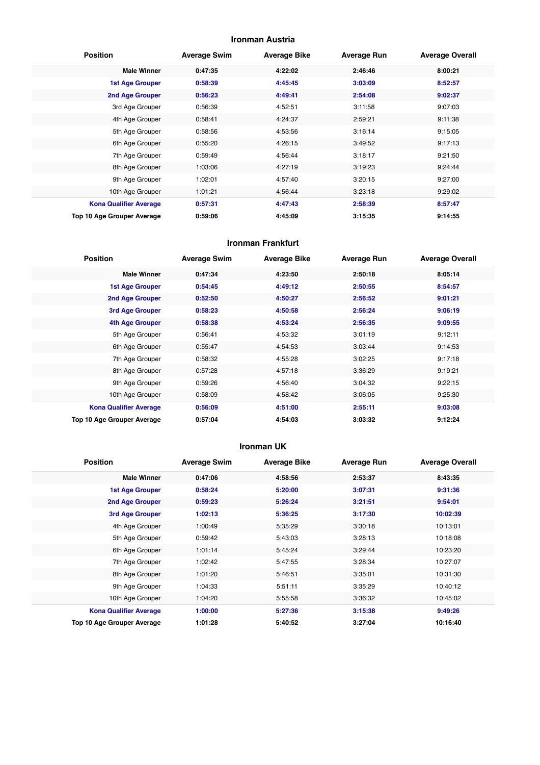## Ironman Austria

| Position | Average Swim | Average Bike | Average Run | Average Overall |
|---|---|---|---|---|
| **Male Winner** | **0:47:35** | **4:22:02** | **2:46:46** | **8:00:21** |
| **1st Age Grouper** | **0:58:39** | **4:45:45** | **3:03:09** | **8:52:57** |
| **2nd Age Grouper** | **0:56:23** | **4:49:41** | **2:54:08** | **9:02:37** |
| 3rd Age Grouper | 0:56:39 | 4:52:51 | 3:11:58 | 9:07:03 |
| 4th Age Grouper | 0:58:41 | 4:24:37 | 2:59:21 | 9:11:38 |
| 5th Age Grouper | 0:58:56 | 4:53:56 | 3:16:14 | 9:15:05 |
| 6th Age Grouper | 0:55:20 | 4:26:15 | 3:49:52 | 9:17:13 |
| 7th Age Grouper | 0:59:49 | 4:56:44 | 3:18:17 | 9:21:50 |
| 8th Age Grouper | 1:03:06 | 4:27:19 | 3:19:23 | 9:24:44 |
| 9th Age Grouper | 1:02:01 | 4:57:40 | 3:20:15 | 9:27:00 |
| 10th Age Grouper | 1:01:21 | 4:56:44 | 3:23:18 | 9:29:02 |
| **Kona Qualifier Average** | **0:57:31** | **4:47:43** | **2:58:39** | **8:57:47** |
| **Top 10 Age Grouper Average** | **0:59:06** | **4:45:09** | **3:15:35** | **9:14:55** |

## Ironman Frankfurt

| Position | Average Swim | Average Bike | Average Run | Average Overall |
|---|---|---|---|---|
| **Male Winner** | **0:47:34** | **4:23:50** | **2:50:18** | **8:05:14** |
| **1st Age Grouper** | **0:54:45** | **4:49:12** | **2:50:55** | **8:54:57** |
| **2nd Age Grouper** | **0:52:50** | **4:50:27** | **2:56:52** | **9:01:21** |
| **3rd Age Grouper** | **0:58:23** | **4:50:58** | **2:56:24** | **9:06:19** |
| **4th Age Grouper** | **0:58:38** | **4:53:24** | **2:56:35** | **9:09:55** |
| 5th Age Grouper | 0:56:41 | 4:53:32 | 3:01:19 | 9:12:11 |
| 6th Age Grouper | 0:55:47 | 4:54:53 | 3:03:44 | 9:14:53 |
| 7th Age Grouper | 0:58:32 | 4:55:28 | 3:02:25 | 9:17:18 |
| 8th Age Grouper | 0:57:28 | 4:57:18 | 3:36:29 | 9:19:21 |
| 9th Age Grouper | 0:59:26 | 4:56:40 | 3:04:32 | 9:22:15 |
| 10th Age Grouper | 0:58:09 | 4:58:42 | 3:06:05 | 9:25:30 |
| **Kona Qualifier Average** | **0:56:09** | **4:51:00** | **2:55:11** | **9:03:08** |
| **Top 10 Age Grouper Average** | **0:57:04** | **4:54:03** | **3:03:32** | **9:12:24** |

## Ironman UK

| Position | Average Swim | Average Bike | Average Run | Average Overall |
|---|---|---|---|---|
| **Male Winner** | **0:47:06** | **4:58:56** | **2:53:37** | **8:43:35** |
| **1st Age Grouper** | **0:58:24** | **5:20:00** | **3:07:31** | **9:31:36** |
| **2nd Age Grouper** | **0:59:23** | **5:26:24** | **3:21:51** | **9:54:01** |
| **3rd Age Grouper** | **1:02:13** | **5:36:25** | **3:17:30** | **10:02:39** |
| 4th Age Grouper | 1:00:49 | 5:35:29 | 3:30:18 | 10:13:01 |
| 5th Age Grouper | 0:59:42 | 5:43:03 | 3:28:13 | 10:18:08 |
| 6th Age Grouper | 1:01:14 | 5:45:24 | 3:29:44 | 10:23:20 |
| 7th Age Grouper | 1:02:42 | 5:47:55 | 3:28:34 | 10:27:07 |
| 8th Age Grouper | 1:01:20 | 5:46:51 | 3:35:01 | 10:31:30 |
| 9th Age Grouper | 1:04:33 | 5:51:11 | 3:35:29 | 10:40:12 |
| 10th Age Grouper | 1:04:20 | 5:55:58 | 3:36:32 | 10:45:02 |
| **Kona Qualifier Average** | **1:00:00** | **5:27:36** | **3:15:38** | **9:49:26** |
| **Top 10 Age Grouper Average** | **1:01:28** | **5:40:52** | **3:27:04** | **10:16:40** |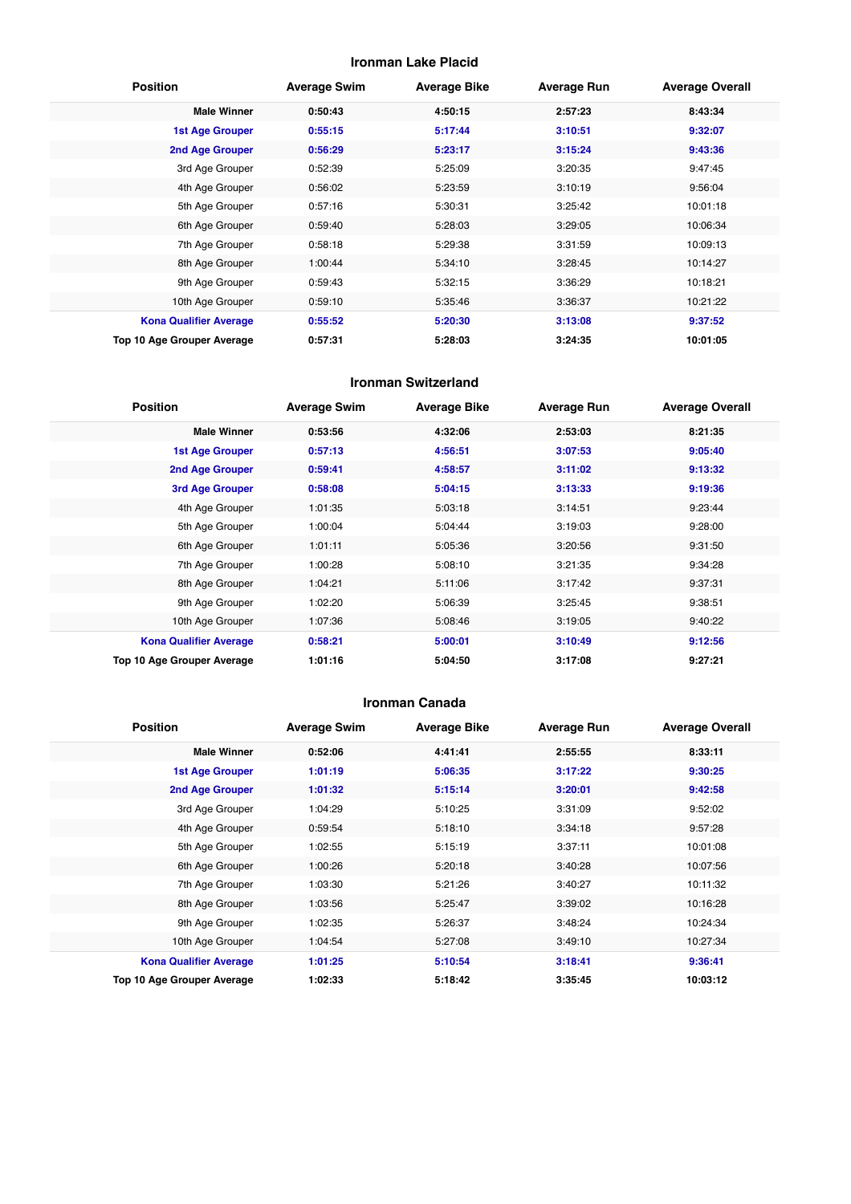## Ironman Lake Placid

| Position | Average Swim | Average Bike | Average Run | Average Overall |
|---|---|---|---|---|
| **Male Winner** | **0:50:43** | **4:50:15** | **2:57:23** | **8:43:34** |
| **1st Age Grouper** | **0:55:15** | **5:17:44** | **3:10:51** | **9:32:07** |
| **2nd Age Grouper** | **0:56:29** | **5:23:17** | **3:15:24** | **9:43:36** |
| 3rd Age Grouper | 0:52:39 | 5:25:09 | 3:20:35 | 9:47:45 |
| 4th Age Grouper | 0:56:02 | 5:23:59 | 3:10:19 | 9:56:04 |
| 5th Age Grouper | 0:57:16 | 5:30:31 | 3:25:42 | 10:01:18 |
| 6th Age Grouper | 0:59:40 | 5:28:03 | 3:29:05 | 10:06:34 |
| 7th Age Grouper | 0:58:18 | 5:29:38 | 3:31:59 | 10:09:13 |
| 8th Age Grouper | 1:00:44 | 5:34:10 | 3:28:45 | 10:14:27 |
| 9th Age Grouper | 0:59:43 | 5:32:15 | 3:36:29 | 10:18:21 |
| 10th Age Grouper | 0:59:10 | 5:35:46 | 3:36:37 | 10:21:22 |
| **Kona Qualifier Average** | **0:55:52** | **5:20:30** | **3:13:08** | **9:37:52** |
| **Top 10 Age Grouper Average** | **0:57:31** | **5:28:03** | **3:24:35** | **10:01:05** |

## Ironman Switzerland

| Position | Average Swim | Average Bike | Average Run | Average Overall |
|---|---|---|---|---|
| **Male Winner** | **0:53:56** | **4:32:06** | **2:53:03** | **8:21:35** |
| **1st Age Grouper** | **0:57:13** | **4:56:51** | **3:07:53** | **9:05:40** |
| **2nd Age Grouper** | **0:59:41** | **4:58:57** | **3:11:02** | **9:13:32** |
| **3rd Age Grouper** | **0:58:08** | **5:04:15** | **3:13:33** | **9:19:36** |
| 4th Age Grouper | 1:01:35 | 5:03:18 | 3:14:51 | 9:23:44 |
| 5th Age Grouper | 1:00:04 | 5:04:44 | 3:19:03 | 9:28:00 |
| 6th Age Grouper | 1:01:11 | 5:05:36 | 3:20:56 | 9:31:50 |
| 7th Age Grouper | 1:00:28 | 5:08:10 | 3:21:35 | 9:34:28 |
| 8th Age Grouper | 1:04:21 | 5:11:06 | 3:17:42 | 9:37:31 |
| 9th Age Grouper | 1:02:20 | 5:06:39 | 3:25:45 | 9:38:51 |
| 10th Age Grouper | 1:07:36 | 5:08:46 | 3:19:05 | 9:40:22 |
| **Kona Qualifier Average** | **0:58:21** | **5:00:01** | **3:10:49** | **9:12:56** |
| **Top 10 Age Grouper Average** | **1:01:16** | **5:04:50** | **3:17:08** | **9:27:21** |

## Ironman Canada

| Position | Average Swim | Average Bike | Average Run | Average Overall |
|---|---|---|---|---|
| **Male Winner** | **0:52:06** | **4:41:41** | **2:55:55** | **8:33:11** |
| **1st Age Grouper** | **1:01:19** | **5:06:35** | **3:17:22** | **9:30:25** |
| **2nd Age Grouper** | **1:01:32** | **5:15:14** | **3:20:01** | **9:42:58** |
| 3rd Age Grouper | 1:04:29 | 5:10:25 | 3:31:09 | 9:52:02 |
| 4th Age Grouper | 0:59:54 | 5:18:10 | 3:34:18 | 9:57:28 |
| 5th Age Grouper | 1:02:55 | 5:15:19 | 3:37:11 | 10:01:08 |
| 6th Age Grouper | 1:00:26 | 5:20:18 | 3:40:28 | 10:07:56 |
| 7th Age Grouper | 1:03:30 | 5:21:26 | 3:40:27 | 10:11:32 |
| 8th Age Grouper | 1:03:56 | 5:25:47 | 3:39:02 | 10:16:28 |
| 9th Age Grouper | 1:02:35 | 5:26:37 | 3:48:24 | 10:24:34 |
| 10th Age Grouper | 1:04:54 | 5:27:08 | 3:49:10 | 10:27:34 |
| **Kona Qualifier Average** | **1:01:25** | **5:10:54** | **3:18:41** | **9:36:41** |
| **Top 10 Age Grouper Average** | **1:02:33** | **5:18:42** | **3:35:45** | **10:03:12** |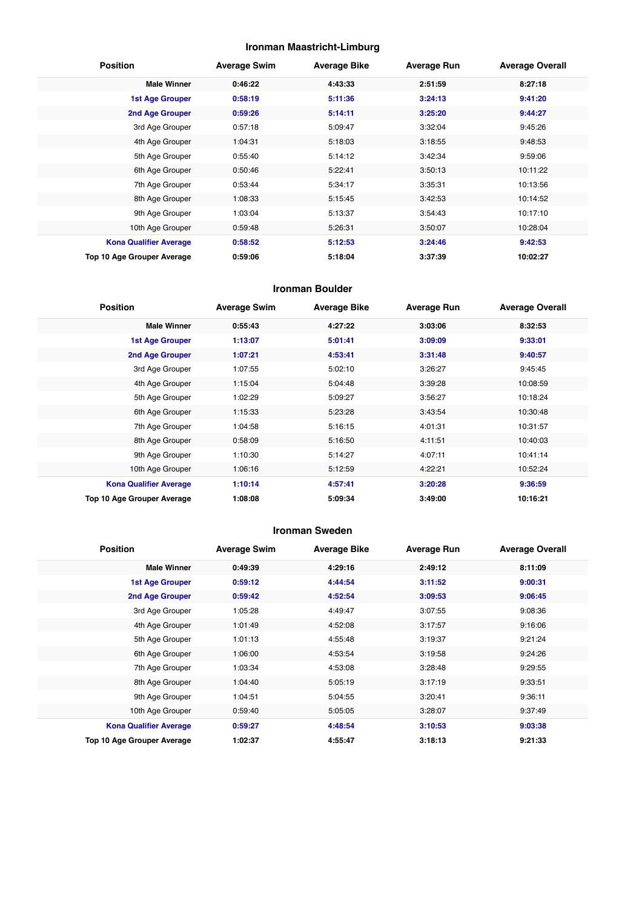## Ironman Maastricht-Limburg

| Position | Average Swim | Average Bike | Average Run | Average Overall |
|---|---|---|---|---|
| **Male Winner** | **0:46:22** | **4:43:33** | **2:51:59** | **8:27:18** |
| **1st Age Grouper** | **0:58:19** | **5:11:36** | **3:24:13** | **9:41:20** |
| **2nd Age Grouper** | **0:59:26** | **5:14:11** | **3:25:20** | **9:44:27** |
| 3rd Age Grouper | 0:57:18 | 5:09:47 | 3:32:04 | 9:45:26 |
| 4th Age Grouper | 1:04:31 | 5:18:03 | 3:18:55 | 9:48:53 |
| 5th Age Grouper | 0:55:40 | 5:14:12 | 3:42:34 | 9:59:06 |
| 6th Age Grouper | 0:50:46 | 5:22:41 | 3:50:13 | 10:11:22 |
| 7th Age Grouper | 0:53:44 | 5:34:17 | 3:35:31 | 10:13:56 |
| 8th Age Grouper | 1:08:33 | 5:15:45 | 3:42:53 | 10:14:52 |
| 9th Age Grouper | 1:03:04 | 5:13:37 | 3:54:43 | 10:17:10 |
| 10th Age Grouper | 0:59:48 | 5:26:31 | 3:50:07 | 10:28:04 |
| **Kona Qualifier Average** | **0:58:52** | **5:12:53** | **3:24:46** | **9:42:53** |
| **Top 10 Age Grouper Average** | **0:59:06** | **5:18:04** | **3:37:39** | **10:02:27** |

## Ironman Boulder

| Position | Average Swim | Average Bike | Average Run | Average Overall |
|---|---|---|---|---|
| **Male Winner** | **0:55:43** | **4:27:22** | **3:03:06** | **8:32:53** |
| **1st Age Grouper** | **1:13:07** | **5:01:41** | **3:09:09** | **9:33:01** |
| **2nd Age Grouper** | **1:07:21** | **4:53:41** | **3:31:48** | **9:40:57** |
| 3rd Age Grouper | 1:07:55 | 5:02:10 | 3:26:27 | 9:45:45 |
| 4th Age Grouper | 1:15:04 | 5:04:48 | 3:39:28 | 10:08:59 |
| 5th Age Grouper | 1:02:29 | 5:09:27 | 3:56:27 | 10:18:24 |
| 6th Age Grouper | 1:15:33 | 5:23:28 | 3:43:54 | 10:30:48 |
| 7th Age Grouper | 1:04:58 | 5:16:15 | 4:01:31 | 10:31:57 |
| 8th Age Grouper | 0:58:09 | 5:16:50 | 4:11:51 | 10:40:03 |
| 9th Age Grouper | 1:10:30 | 5:14:27 | 4:07:11 | 10:41:14 |
| 10th Age Grouper | 1:06:16 | 5:12:59 | 4:22:21 | 10:52:24 |
| **Kona Qualifier Average** | **1:10:14** | **4:57:41** | **3:20:28** | **9:36:59** |
| **Top 10 Age Grouper Average** | **1:08:08** | **5:09:34** | **3:49:00** | **10:16:21** |

## Ironman Sweden

| Position | Average Swim | Average Bike | Average Run | Average Overall |
|---|---|---|---|---|
| **Male Winner** | **0:49:39** | **4:29:16** | **2:49:12** | **8:11:09** |
| **1st Age Grouper** | **0:59:12** | **4:44:54** | **3:11:52** | **9:00:31** |
| **2nd Age Grouper** | **0:59:42** | **4:52:54** | **3:09:53** | **9:06:45** |
| 3rd Age Grouper | 1:05:28 | 4:49:47 | 3:07:55 | 9:08:36 |
| 4th Age Grouper | 1:01:49 | 4:52:08 | 3:17:57 | 9:16:06 |
| 5th Age Grouper | 1:01:13 | 4:55:48 | 3:19:37 | 9:21:24 |
| 6th Age Grouper | 1:06:00 | 4:53:54 | 3:19:58 | 9:24:26 |
| 7th Age Grouper | 1:03:34 | 4:53:08 | 3:28:48 | 9:29:55 |
| 8th Age Grouper | 1:04:40 | 5:05:19 | 3:17:19 | 9:33:51 |
| 9th Age Grouper | 1:04:51 | 5:04:55 | 3:20:41 | 9:36:11 |
| 10th Age Grouper | 0:59:40 | 5:05:05 | 3:28:07 | 9:37:49 |
| **Kona Qualifier Average** | **0:59:27** | **4:48:54** | **3:10:53** | **9:03:38** |
| **Top 10 Age Grouper Average** | **1:02:37** | **4:55:47** | **3:18:13** | **9:21:33** |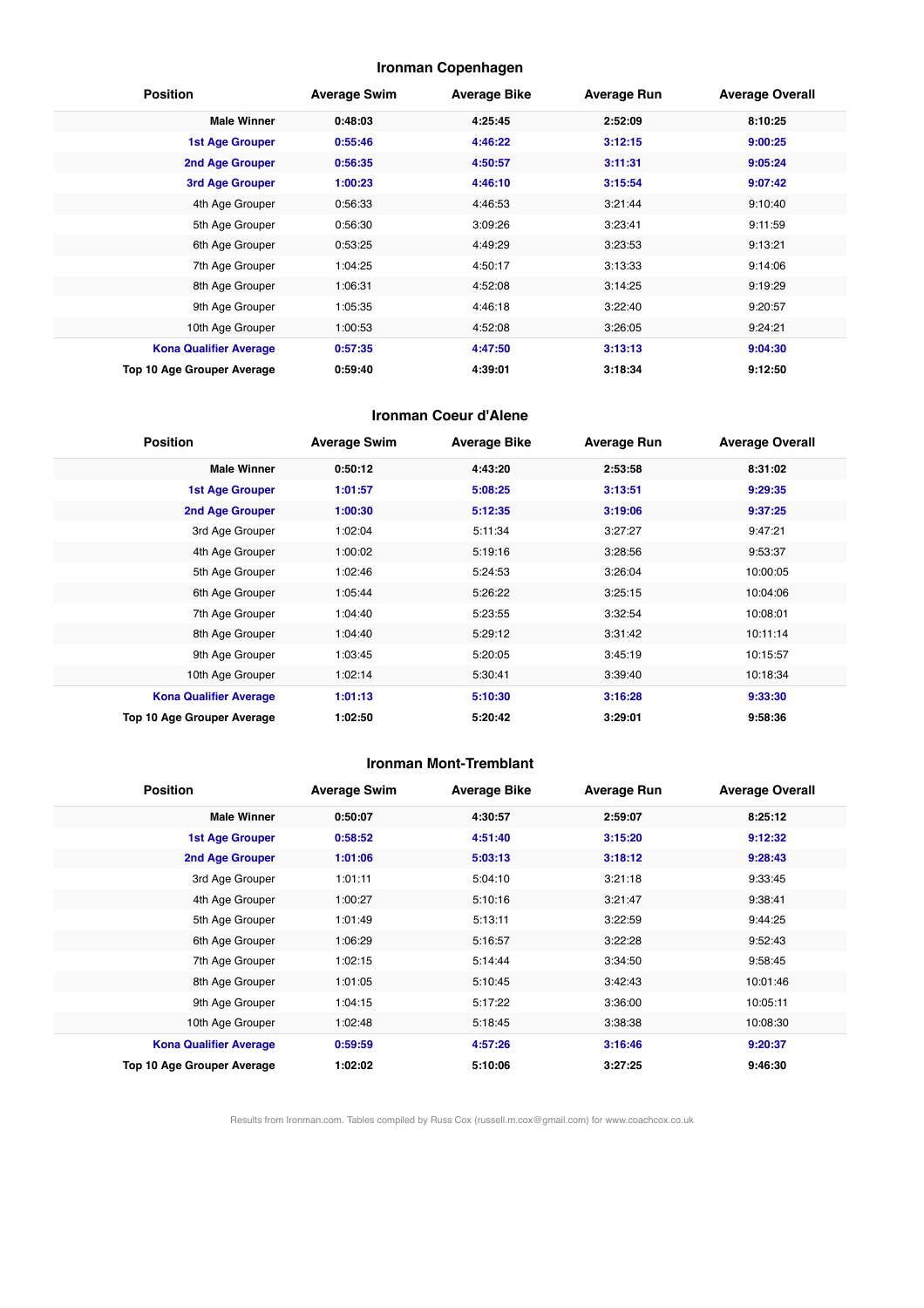## Ironman Copenhagen

| Position | Average Swim | Average Bike | Average Run | Average Overall |
|---|---|---|---|---|
| **Male Winner** | **0:48:03** | **4:25:45** | **2:52:09** | **8:10:25** |
| **1st Age Grouper** | **0:55:46** | **4:46:22** | **3:12:15** | **9:00:25** |
| **2nd Age Grouper** | **0:56:35** | **4:50:57** | **3:11:31** | **9:05:24** |
| **3rd Age Grouper** | **1:00:23** | **4:46:10** | **3:15:54** | **9:07:42** |
| 4th Age Grouper | 0:56:33 | 4:46:53 | 3:21:44 | 9:10:40 |
| 5th Age Grouper | 0:56:30 | 3:09:26 | 3:23:41 | 9:11:59 |
| 6th Age Grouper | 0:53:25 | 4:49:29 | 3:23:53 | 9:13:21 |
| 7th Age Grouper | 1:04:25 | 4:50:17 | 3:13:33 | 9:14:06 |
| 8th Age Grouper | 1:06:31 | 4:52:08 | 3:14:25 | 9:19:29 |
| 9th Age Grouper | 1:05:35 | 4:46:18 | 3:22:40 | 9:20:57 |
| 10th Age Grouper | 1:00:53 | 4:52:08 | 3:26:05 | 9:24:21 |
| **Kona Qualifier Average** | **0:57:35** | **4:47:50** | **3:13:13** | **9:04:30** |
| **Top 10 Age Grouper Average** | **0:59:40** | **4:39:01** | **3:18:34** | **9:12:50** |

## Ironman Coeur d'Alene

| Position | Average Swim | Average Bike | Average Run | Average Overall |
|---|---|---|---|---|
| **Male Winner** | **0:50:12** | **4:43:20** | **2:53:58** | **8:31:02** |
| **1st Age Grouper** | **1:01:57** | **5:08:25** | **3:13:51** | **9:29:35** |
| **2nd Age Grouper** | **1:00:30** | **5:12:35** | **3:19:06** | **9:37:25** |
| 3rd Age Grouper | 1:02:04 | 5:11:34 | 3:27:27 | 9:47:21 |
| 4th Age Grouper | 1:00:02 | 5:19:16 | 3:28:56 | 9:53:37 |
| 5th Age Grouper | 1:02:46 | 5:24:53 | 3:26:04 | 10:00:05 |
| 6th Age Grouper | 1:05:44 | 5:26:22 | 3:25:15 | 10:04:06 |
| 7th Age Grouper | 1:04:40 | 5:23:55 | 3:32:54 | 10:08:01 |
| 8th Age Grouper | 1:04:40 | 5:29:12 | 3:31:42 | 10:11:14 |
| 9th Age Grouper | 1:03:45 | 5:20:05 | 3:45:19 | 10:15:57 |
| 10th Age Grouper | 1:02:14 | 5:30:41 | 3:39:40 | 10:18:34 |
| **Kona Qualifier Average** | **1:01:13** | **5:10:30** | **3:16:28** | **9:33:30** |
| **Top 10 Age Grouper Average** | **1:02:50** | **5:20:42** | **3:29:01** | **9:58:36** |

## Ironman Mont-Tremblant

| Position | Average Swim | Average Bike | Average Run | Average Overall |
|---|---|---|---|---|
| **Male Winner** | **0:50:07** | **4:30:57** | **2:59:07** | **8:25:12** |
| **1st Age Grouper** | **0:58:52** | **4:51:40** | **3:15:20** | **9:12:32** |
| **2nd Age Grouper** | **1:01:06** | **5:03:13** | **3:18:12** | **9:28:43** |
| 3rd Age Grouper | 1:01:11 | 5:04:10 | 3:21:18 | 9:33:45 |
| 4th Age Grouper | 1:00:27 | 5:10:16 | 3:21:47 | 9:38:41 |
| 5th Age Grouper | 1:01:49 | 5:13:11 | 3:22:59 | 9:44:25 |
| 6th Age Grouper | 1:06:29 | 5:16:57 | 3:22:28 | 9:52:43 |
| 7th Age Grouper | 1:02:15 | 5:14:44 | 3:34:50 | 9:58:45 |
| 8th Age Grouper | 1:01:05 | 5:10:45 | 3:42:43 | 10:01:46 |
| 9th Age Grouper | 1:04:15 | 5:17:22 | 3:36:00 | 10:05:11 |
| 10th Age Grouper | 1:02:48 | 5:18:45 | 3:38:38 | 10:08:30 |
| **Kona Qualifier Average** | **0:59:59** | **4:57:26** | **3:16:46** | **9:20:37** |
| **Top 10 Age Grouper Average** | **1:02:02** | **5:10:06** | **3:27:25** | **9:46:30** |

Results from Ironman.com. Tables compiled by Russ Cox (russell.m.cox@gmail.com) for www.coachcox.co.uk